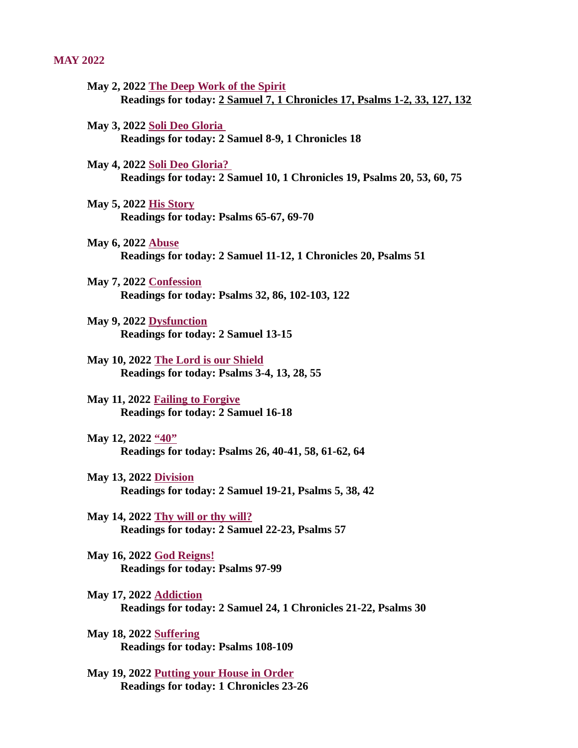## MAY 2022

**May 2, 2022 The Deep Work of the Spirit**
**Readings for today: 2 Samuel 7, 1 Chronicles 17, Psalms 1-2, 33, 127, 132**

**May 3, 2022 Soli Deo Gloria**
**Readings for today: 2 Samuel 8-9, 1 Chronicles 18**

**May 4, 2022 Soli Deo Gloria?**
**Readings for today: 2 Samuel 10, 1 Chronicles 19, Psalms 20, 53, 60, 75**

**May 5, 2022 His Story**
**Readings for today: Psalms 65-67, 69-70**

**May 6, 2022 Abuse**
**Readings for today: 2 Samuel 11-12, 1 Chronicles 20, Psalms 51**

**May 7, 2022 Confession**
**Readings for today: Psalms 32, 86, 102-103, 122**

**May 9, 2022 Dysfunction**
**Readings for today: 2 Samuel 13-15**

**May 10, 2022 The Lord is our Shield**
**Readings for today: Psalms 3-4, 13, 28, 55**

**May 11, 2022 Failing to Forgive**
**Readings for today: 2 Samuel 16-18**

**May 12, 2022 "40"**
**Readings for today: Psalms 26, 40-41, 58, 61-62, 64**

**May 13, 2022 Division**
**Readings for today: 2 Samuel 19-21, Psalms 5, 38, 42**

**May 14, 2022 Thy will or thy will?**
**Readings for today: 2 Samuel 22-23, Psalms 57**

**May 16, 2022 God Reigns!**
**Readings for today: Psalms 97-99**

**May 17, 2022 Addiction**
**Readings for today: 2 Samuel 24, 1 Chronicles 21-22, Psalms 30**

**May 18, 2022 Suffering**
**Readings for today: Psalms 108-109**

**May 19, 2022 Putting your House in Order**
**Readings for today: 1 Chronicles 23-26**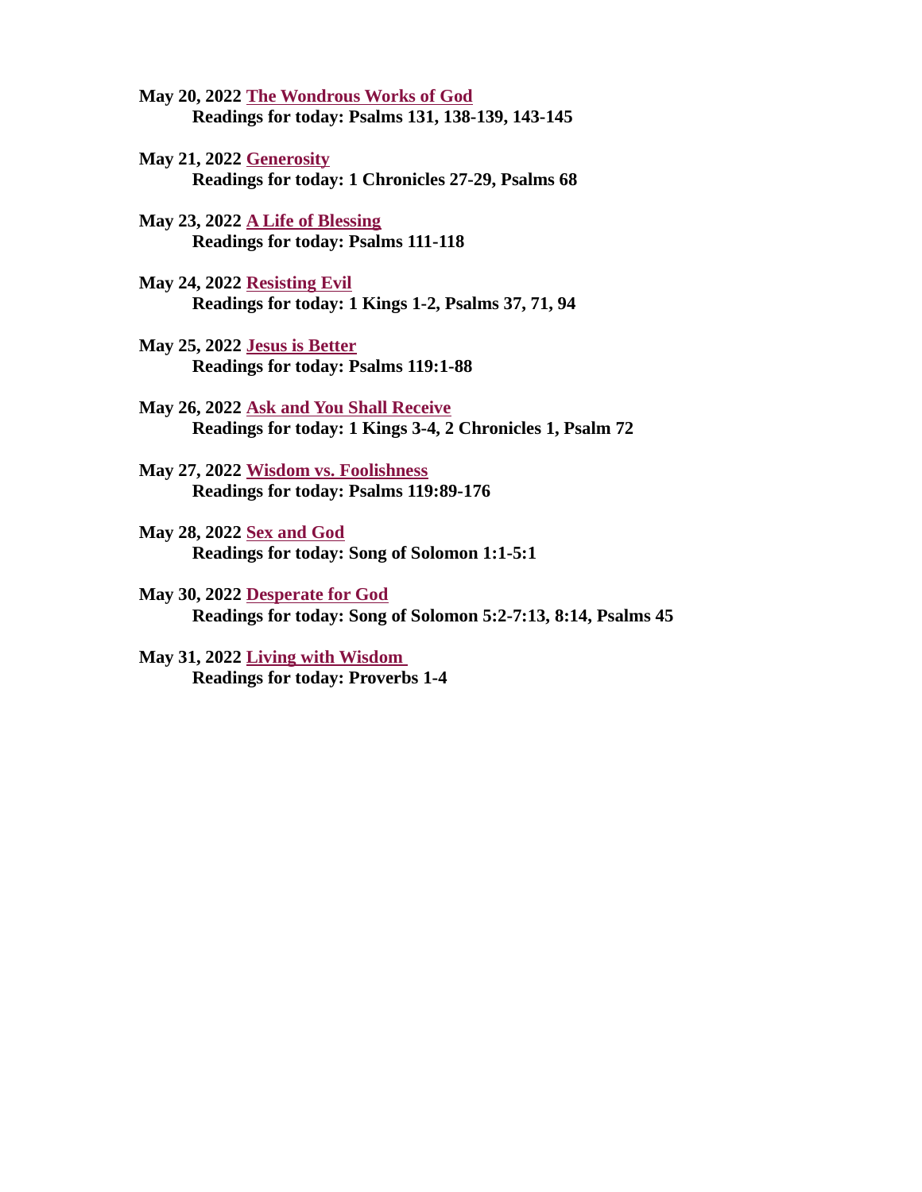**May 20, 2022 The Wondrous Works of God**
**Readings for today: Psalms 131, 138-139, 143-145**

**May 21, 2022 Generosity**
**Readings for today: 1 Chronicles 27-29, Psalms 68**

**May 23, 2022 A Life of Blessing**
**Readings for today: Psalms 111-118**

**May 24, 2022 Resisting Evil**
**Readings for today: 1 Kings 1-2, Psalms 37, 71, 94**

**May 25, 2022 Jesus is Better**
**Readings for today: Psalms 119:1-88**

**May 26, 2022 Ask and You Shall Receive**
**Readings for today: 1 Kings 3-4, 2 Chronicles 1, Psalm 72**

**May 27, 2022 Wisdom vs. Foolishness**
**Readings for today: Psalms 119:89-176**

**May 28, 2022 Sex and God**
**Readings for today: Song of Solomon 1:1-5:1**

**May 30, 2022 Desperate for God**
**Readings for today: Song of Solomon 5:2-7:13, 8:14, Psalms 45**

**May 31, 2022 Living with Wisdom**
**Readings for today: Proverbs 1-4**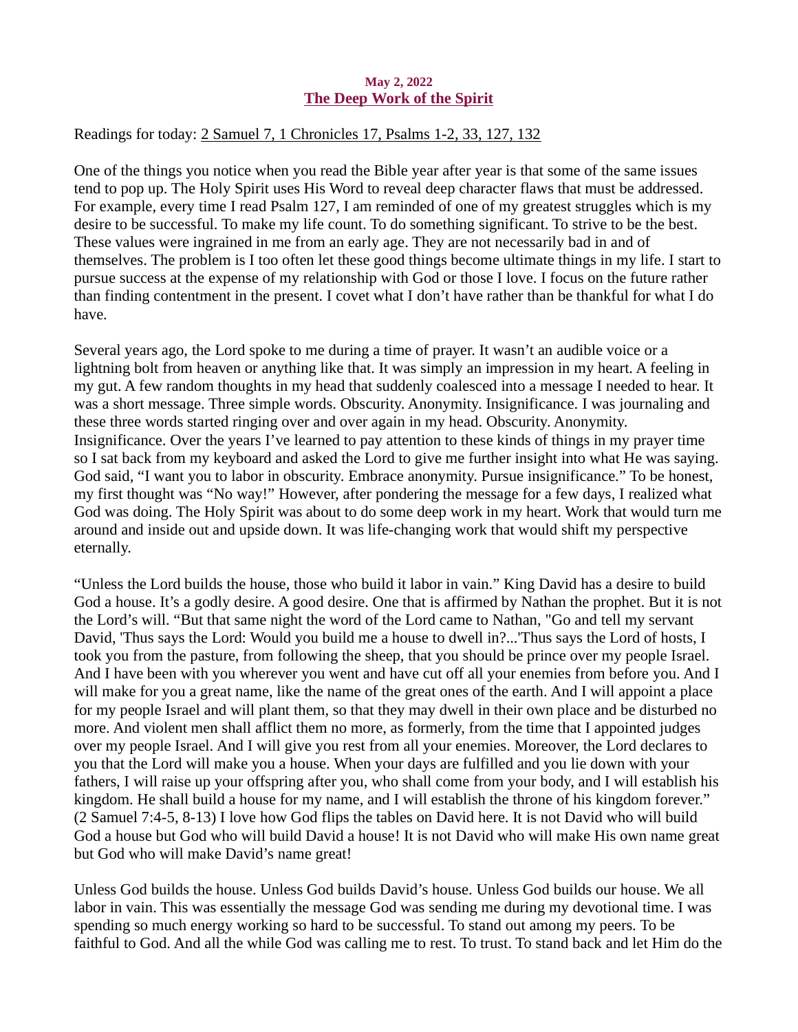**May 2, 2022**

## The Deep Work of the Spirit

Readings for today: 2 Samuel 7, 1 Chronicles 17, Psalms 1-2, 33, 127, 132

One of the things you notice when you read the Bible year after year is that some of the same issues tend to pop up. The Holy Spirit uses His Word to reveal deep character flaws that must be addressed. For example, every time I read Psalm 127, I am reminded of one of my greatest struggles which is my desire to be successful. To make my life count. To do something significant. To strive to be the best. These values were ingrained in me from an early age. They are not necessarily bad in and of themselves. The problem is I too often let these good things become ultimate things in my life. I start to pursue success at the expense of my relationship with God or those I love. I focus on the future rather than finding contentment in the present. I covet what I don't have rather than be thankful for what I do have.

Several years ago, the Lord spoke to me during a time of prayer. It wasn't an audible voice or a lightning bolt from heaven or anything like that. It was simply an impression in my heart. A feeling in my gut. A few random thoughts in my head that suddenly coalesced into a message I needed to hear. It was a short message. Three simple words. Obscurity. Anonymity. Insignificance. I was journaling and these three words started ringing over and over again in my head. Obscurity. Anonymity. Insignificance. Over the years I've learned to pay attention to these kinds of things in my prayer time so I sat back from my keyboard and asked the Lord to give me further insight into what He was saying. God said, "I want you to labor in obscurity. Embrace anonymity. Pursue insignificance." To be honest, my first thought was "No way!" However, after pondering the message for a few days, I realized what God was doing. The Holy Spirit was about to do some deep work in my heart. Work that would turn me around and inside out and upside down. It was life-changing work that would shift my perspective eternally.

"Unless the Lord builds the house, those who build it labor in vain." King David has a desire to build God a house. It's a godly desire. A good desire. One that is affirmed by Nathan the prophet. But it is not the Lord's will. "But that same night the word of the Lord came to Nathan, "Go and tell my servant David, 'Thus says the Lord: Would you build me a house to dwell in?...'Thus says the Lord of hosts, I took you from the pasture, from following the sheep, that you should be prince over my people Israel. And I have been with you wherever you went and have cut off all your enemies from before you. And I will make for you a great name, like the name of the great ones of the earth. And I will appoint a place for my people Israel and will plant them, so that they may dwell in their own place and be disturbed no more. And violent men shall afflict them no more, as formerly, from the time that I appointed judges over my people Israel. And I will give you rest from all your enemies. Moreover, the Lord declares to you that the Lord will make you a house. When your days are fulfilled and you lie down with your fathers, I will raise up your offspring after you, who shall come from your body, and I will establish his kingdom. He shall build a house for my name, and I will establish the throne of his kingdom forever." (2 Samuel 7:4-5, 8-13) I love how God flips the tables on David here. It is not David who will build God a house but God who will build David a house! It is not David who will make His own name great but God who will make David's name great!

Unless God builds the house. Unless God builds David's house. Unless God builds our house. We all labor in vain. This was essentially the message God was sending me during my devotional time. I was spending so much energy working so hard to be successful. To stand out among my peers. To be faithful to God. And all the while God was calling me to rest. To trust. To stand back and let Him do the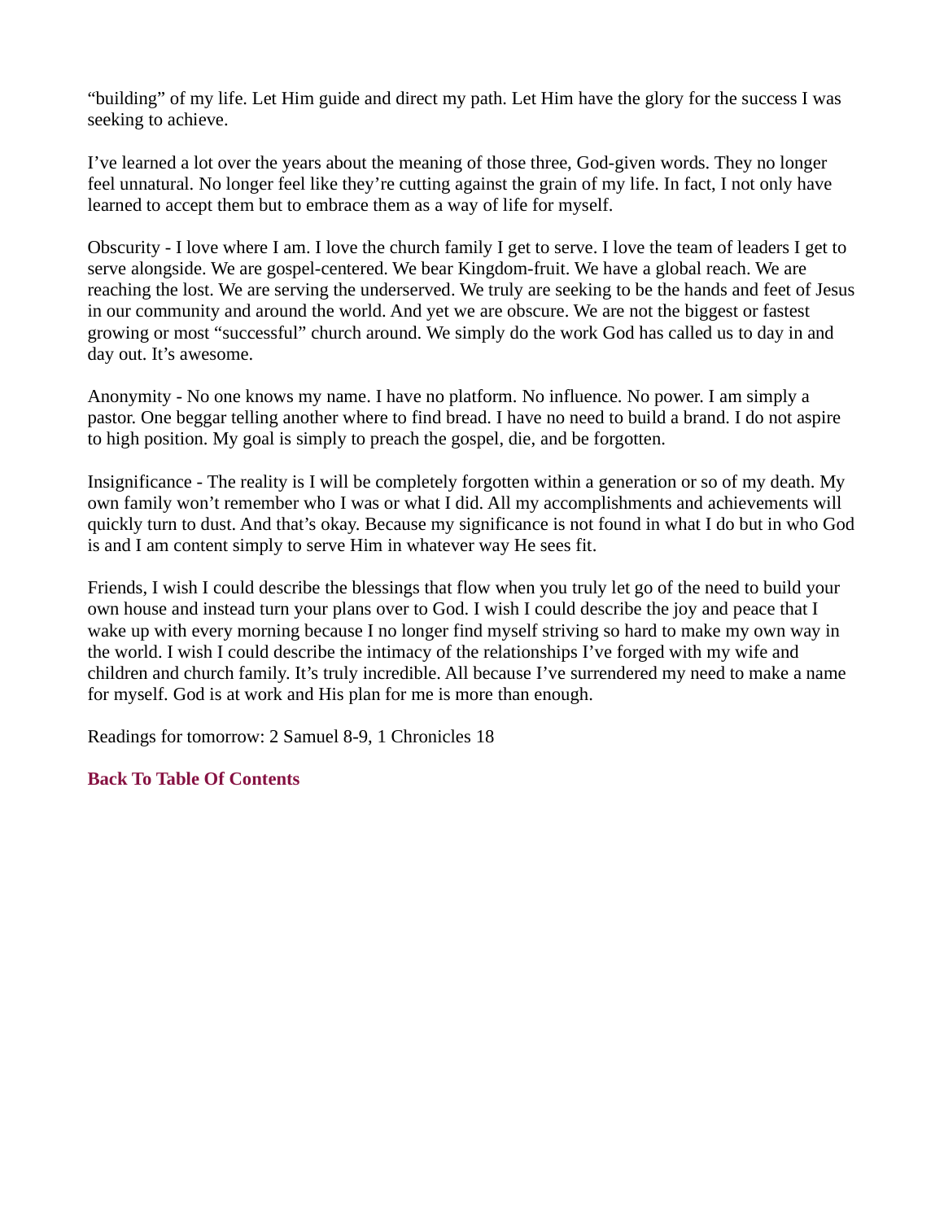“building” of my life. Let Him guide and direct my path. Let Him have the glory for the success I was seeking to achieve.

I’ve learned a lot over the years about the meaning of those three, God-given words. They no longer feel unnatural. No longer feel like they’re cutting against the grain of my life. In fact, I not only have learned to accept them but to embrace them as a way of life for myself.

Obscurity - I love where I am. I love the church family I get to serve. I love the team of leaders I get to serve alongside. We are gospel-centered. We bear Kingdom-fruit. We have a global reach. We are reaching the lost. We are serving the underserved. We truly are seeking to be the hands and feet of Jesus in our community and around the world. And yet we are obscure. We are not the biggest or fastest growing or most “successful” church around. We simply do the work God has called us to day in and day out. It’s awesome.

Anonymity - No one knows my name. I have no platform. No influence. No power. I am simply a pastor. One beggar telling another where to find bread. I have no need to build a brand. I do not aspire to high position. My goal is simply to preach the gospel, die, and be forgotten.

Insignificance - The reality is I will be completely forgotten within a generation or so of my death. My own family won’t remember who I was or what I did. All my accomplishments and achievements will quickly turn to dust. And that’s okay. Because my significance is not found in what I do but in who God is and I am content simply to serve Him in whatever way He sees fit.

Friends, I wish I could describe the blessings that flow when you truly let go of the need to build your own house and instead turn your plans over to God. I wish I could describe the joy and peace that I wake up with every morning because I no longer find myself striving so hard to make my own way in the world. I wish I could describe the intimacy of the relationships I’ve forged with my wife and children and church family. It’s truly incredible. All because I’ve surrendered my need to make a name for myself. God is at work and His plan for me is more than enough.

Readings for tomorrow: 2 Samuel 8-9, 1 Chronicles 18

**Back To Table Of Contents**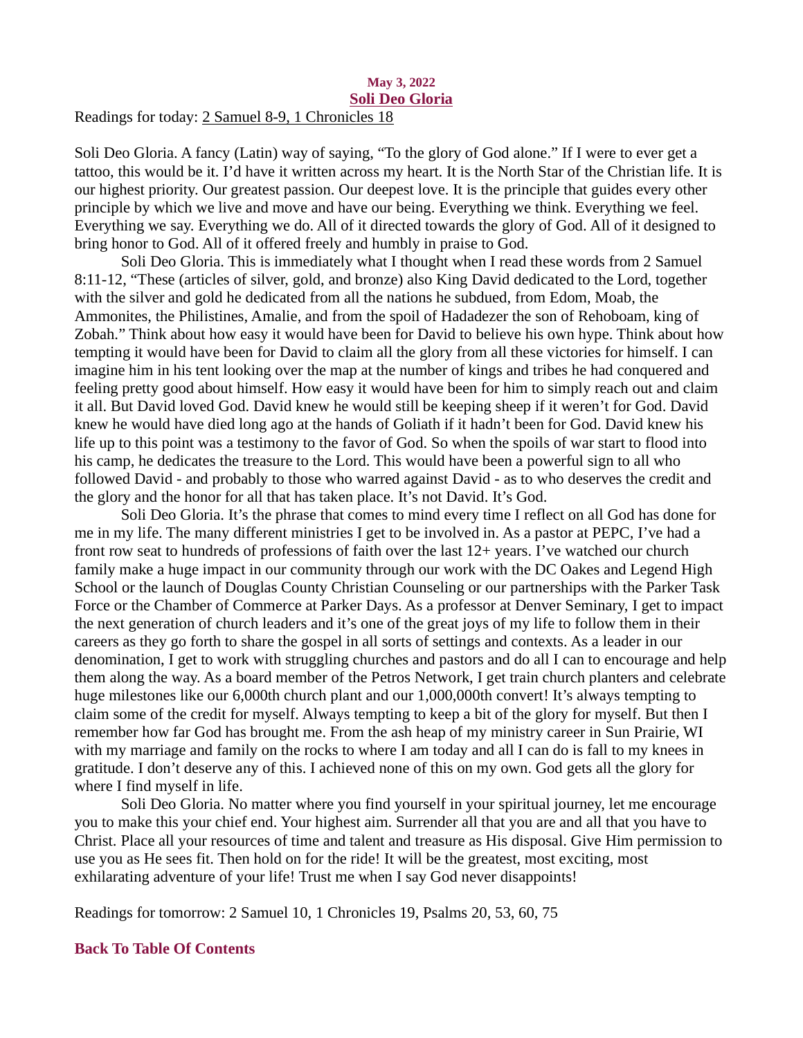**May 3, 2022**

## Soli Deo Gloria

Readings for today: 2 Samuel 8-9, 1 Chronicles 18

Soli Deo Gloria. A fancy (Latin) way of saying, "To the glory of God alone." If I were to ever get a tattoo, this would be it. I'd have it written across my heart. It is the North Star of the Christian life. It is our highest priority. Our greatest passion. Our deepest love. It is the principle that guides every other principle by which we live and move and have our being. Everything we think. Everything we feel. Everything we say. Everything we do. All of it directed towards the glory of God. All of it designed to bring honor to God. All of it offered freely and humbly in praise to God.

Soli Deo Gloria. This is immediately what I thought when I read these words from 2 Samuel 8:11-12, "These (articles of silver, gold, and bronze) also King David dedicated to the Lord, together with the silver and gold he dedicated from all the nations he subdued, from Edom, Moab, the Ammonites, the Philistines, Amalie, and from the spoil of Hadadezer the son of Rehoboam, king of Zobah." Think about how easy it would have been for David to believe his own hype. Think about how tempting it would have been for David to claim all the glory from all these victories for himself. I can imagine him in his tent looking over the map at the number of kings and tribes he had conquered and feeling pretty good about himself. How easy it would have been for him to simply reach out and claim it all. But David loved God. David knew he would still be keeping sheep if it weren't for God. David knew he would have died long ago at the hands of Goliath if it hadn't been for God. David knew his life up to this point was a testimony to the favor of God. So when the spoils of war start to flood into his camp, he dedicates the treasure to the Lord. This would have been a powerful sign to all who followed David - and probably to those who warred against David - as to who deserves the credit and the glory and the honor for all that has taken place. It's not David. It's God.

Soli Deo Gloria. It's the phrase that comes to mind every time I reflect on all God has done for me in my life. The many different ministries I get to be involved in. As a pastor at PEPC, I've had a front row seat to hundreds of professions of faith over the last 12+ years. I've watched our church family make a huge impact in our community through our work with the DC Oakes and Legend High School or the launch of Douglas County Christian Counseling or our partnerships with the Parker Task Force or the Chamber of Commerce at Parker Days. As a professor at Denver Seminary, I get to impact the next generation of church leaders and it's one of the great joys of my life to follow them in their careers as they go forth to share the gospel in all sorts of settings and contexts. As a leader in our denomination, I get to work with struggling churches and pastors and do all I can to encourage and help them along the way. As a board member of the Petros Network, I get train church planters and celebrate huge milestones like our 6,000th church plant and our 1,000,000th convert! It's always tempting to claim some of the credit for myself. Always tempting to keep a bit of the glory for myself. But then I remember how far God has brought me. From the ash heap of my ministry career in Sun Prairie, WI with my marriage and family on the rocks to where I am today and all I can do is fall to my knees in gratitude. I don't deserve any of this. I achieved none of this on my own. God gets all the glory for where I find myself in life.

Soli Deo Gloria. No matter where you find yourself in your spiritual journey, let me encourage you to make this your chief end. Your highest aim. Surrender all that you are and all that you have to Christ. Place all your resources of time and talent and treasure as His disposal. Give Him permission to use you as He sees fit. Then hold on for the ride! It will be the greatest, most exciting, most exhilarating adventure of your life! Trust me when I say God never disappoints!

Readings for tomorrow: 2 Samuel 10, 1 Chronicles 19, Psalms 20, 53, 60, 75

**Back To Table Of Contents**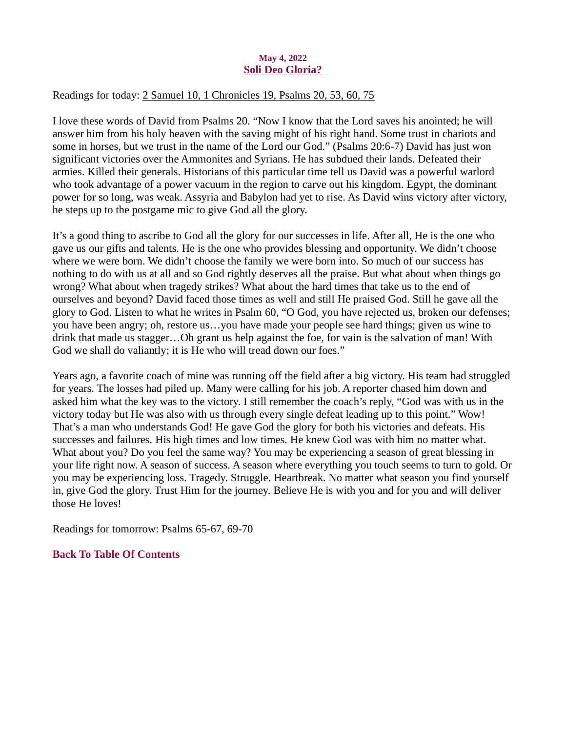**May 4, 2022**

## Soli Deo Gloria?

Readings for today: 2 Samuel 10, 1 Chronicles 19, Psalms 20, 53, 60, 75

I love these words of David from Psalms 20. “Now I know that the Lord saves his anointed; he will answer him from his holy heaven with the saving might of his right hand. Some trust in chariots and some in horses, but we trust in the name of the Lord our God.” (Psalms 20:6-7) David has just won significant victories over the Ammonites and Syrians. He has subdued their lands. Defeated their armies. Killed their generals. Historians of this particular time tell us David was a powerful warlord who took advantage of a power vacuum in the region to carve out his kingdom. Egypt, the dominant power for so long, was weak. Assyria and Babylon had yet to rise. As David wins victory after victory, he steps up to the postgame mic to give God all the glory.

It’s a good thing to ascribe to God all the glory for our successes in life. After all, He is the one who gave us our gifts and talents. He is the one who provides blessing and opportunity. We didn’t choose where we were born. We didn’t choose the family we were born into. So much of our success has nothing to do with us at all and so God rightly deserves all the praise. But what about when things go wrong? What about when tragedy strikes? What about the hard times that take us to the end of ourselves and beyond? David faced those times as well and still He praised God. Still he gave all the glory to God. Listen to what he writes in Psalm 60, “O God, you have rejected us, broken our defenses; you have been angry; oh, restore us…you have made your people see hard things; given us wine to drink that made us stagger…Oh grant us help against the foe, for vain is the salvation of man! With God we shall do valiantly; it is He who will tread down our foes.”

Years ago, a favorite coach of mine was running off the field after a big victory. His team had struggled for years. The losses had piled up. Many were calling for his job. A reporter chased him down and asked him what the key was to the victory. I still remember the coach’s reply, “God was with us in the victory today but He was also with us through every single defeat leading up to this point.” Wow! That’s a man who understands God! He gave God the glory for both his victories and defeats. His successes and failures. His high times and low times. He knew God was with him no matter what. What about you? Do you feel the same way? You may be experiencing a season of great blessing in your life right now. A season of success. A season where everything you touch seems to turn to gold. Or you may be experiencing loss. Tragedy. Struggle. Heartbreak. No matter what season you find yourself in, give God the glory. Trust Him for the journey. Believe He is with you and for you and will deliver those He loves!

Readings for tomorrow: Psalms 65-67, 69-70

**Back To Table Of Contents**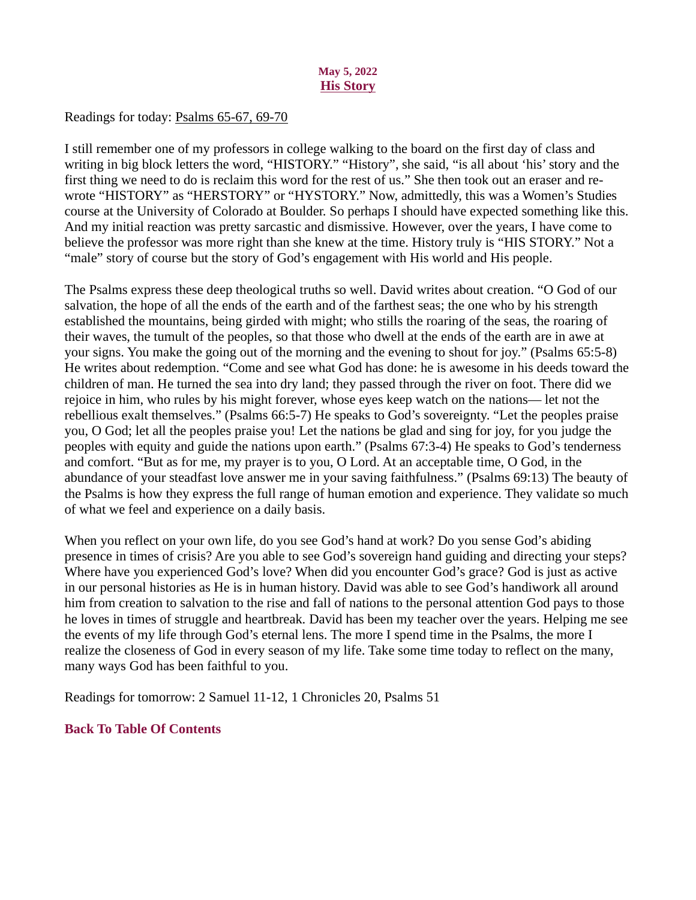**May 5, 2022**

## His Story

Readings for today: Psalms 65-67, 69-70

I still remember one of my professors in college walking to the board on the first day of class and writing in big block letters the word, "HISTORY." "History", she said, "is all about 'his' story and the first thing we need to do is reclaim this word for the rest of us." She then took out an eraser and re-wrote "HISTORY" as "HERSTORY" or "HYSTORY." Now, admittedly, this was a Women's Studies course at the University of Colorado at Boulder. So perhaps I should have expected something like this. And my initial reaction was pretty sarcastic and dismissive. However, over the years, I have come to believe the professor was more right than she knew at the time. History truly is "HIS STORY." Not a "male" story of course but the story of God's engagement with His world and His people.

The Psalms express these deep theological truths so well. David writes about creation. "O God of our salvation, the hope of all the ends of the earth and of the farthest seas; the one who by his strength established the mountains, being girded with might; who stills the roaring of the seas, the roaring of their waves, the tumult of the peoples, so that those who dwell at the ends of the earth are in awe at your signs. You make the going out of the morning and the evening to shout for joy." (Psalms 65:5-8) He writes about redemption. "Come and see what God has done: he is awesome in his deeds toward the children of man. He turned the sea into dry land; they passed through the river on foot. There did we rejoice in him, who rules by his might forever, whose eyes keep watch on the nations— let not the rebellious exalt themselves." (Psalms 66:5-7) He speaks to God's sovereignty. "Let the peoples praise you, O God; let all the peoples praise you! Let the nations be glad and sing for joy, for you judge the peoples with equity and guide the nations upon earth." (Psalms 67:3-4) He speaks to God's tenderness and comfort. "But as for me, my prayer is to you, O Lord. At an acceptable time, O God, in the abundance of your steadfast love answer me in your saving faithfulness." (Psalms 69:13) The beauty of the Psalms is how they express the full range of human emotion and experience. They validate so much of what we feel and experience on a daily basis.

When you reflect on your own life, do you see God's hand at work? Do you sense God's abiding presence in times of crisis? Are you able to see God's sovereign hand guiding and directing your steps? Where have you experienced God's love? When did you encounter God's grace? God is just as active in our personal histories as He is in human history. David was able to see God's handiwork all around him from creation to salvation to the rise and fall of nations to the personal attention God pays to those he loves in times of struggle and heartbreak. David has been my teacher over the years. Helping me see the events of my life through God's eternal lens. The more I spend time in the Psalms, the more I realize the closeness of God in every season of my life. Take some time today to reflect on the many, many ways God has been faithful to you.

Readings for tomorrow: 2 Samuel 11-12, 1 Chronicles 20, Psalms 51

**Back To Table Of Contents**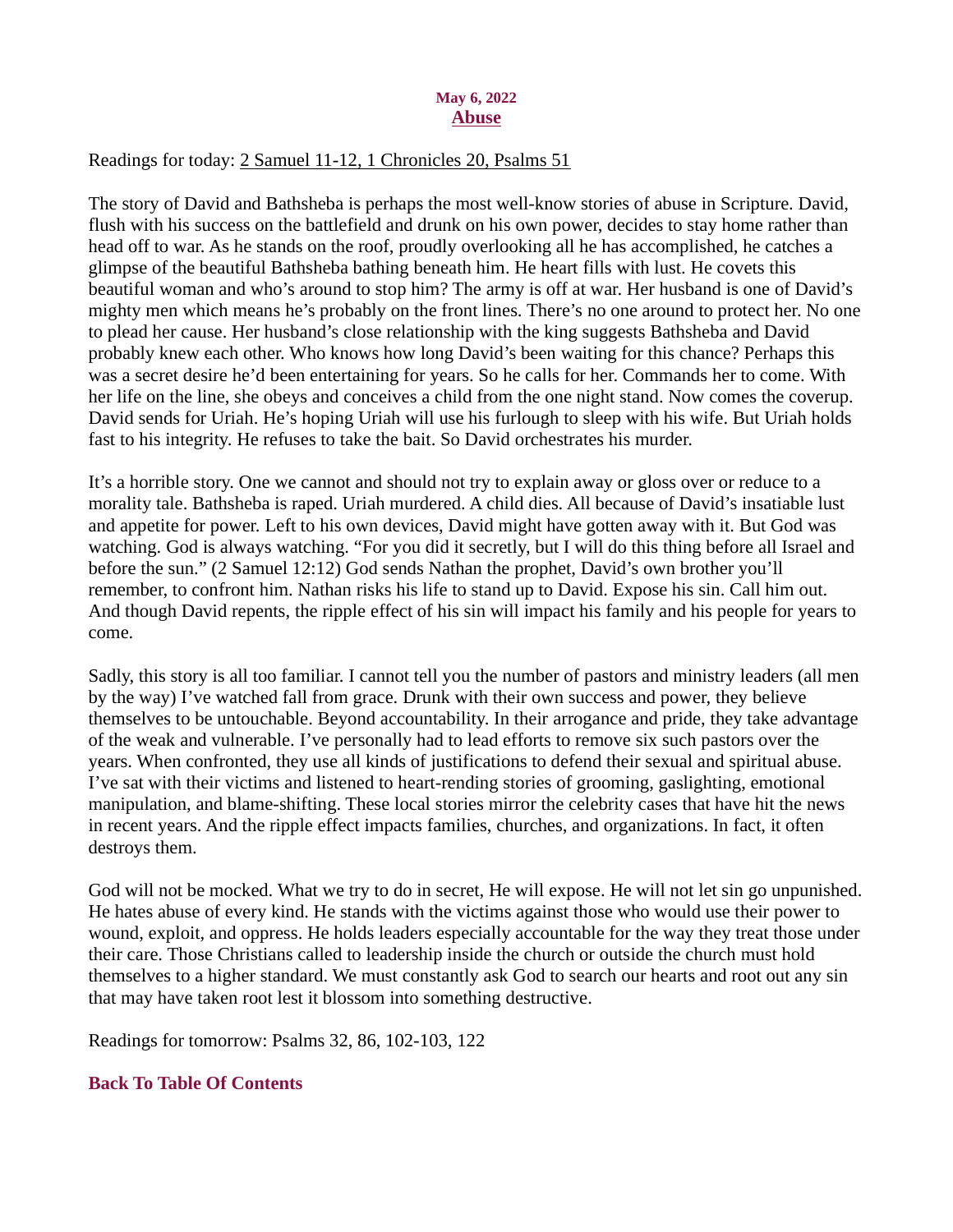**May 6, 2022**

# Abuse

Readings for today: 2 Samuel 11-12, 1 Chronicles 20, Psalms 51

The story of David and Bathsheba is perhaps the most well-know stories of abuse in Scripture. David, flush with his success on the battlefield and drunk on his own power, decides to stay home rather than head off to war. As he stands on the roof, proudly overlooking all he has accomplished, he catches a glimpse of the beautiful Bathsheba bathing beneath him. He heart fills with lust. He covets this beautiful woman and who's around to stop him? The army is off at war. Her husband is one of David's mighty men which means he's probably on the front lines. There's no one around to protect her. No one to plead her cause. Her husband's close relationship with the king suggests Bathsheba and David probably knew each other. Who knows how long David's been waiting for this chance? Perhaps this was a secret desire he'd been entertaining for years. So he calls for her. Commands her to come. With her life on the line, she obeys and conceives a child from the one night stand. Now comes the coverup. David sends for Uriah. He's hoping Uriah will use his furlough to sleep with his wife. But Uriah holds fast to his integrity. He refuses to take the bait. So David orchestrates his murder.

It's a horrible story. One we cannot and should not try to explain away or gloss over or reduce to a morality tale. Bathsheba is raped. Uriah murdered. A child dies. All because of David's insatiable lust and appetite for power. Left to his own devices, David might have gotten away with it. But God was watching. God is always watching. "For you did it secretly, but I will do this thing before all Israel and before the sun." (2 Samuel 12:12) God sends Nathan the prophet, David's own brother you'll remember, to confront him. Nathan risks his life to stand up to David. Expose his sin. Call him out. And though David repents, the ripple effect of his sin will impact his family and his people for years to come.

Sadly, this story is all too familiar. I cannot tell you the number of pastors and ministry leaders (all men by the way) I've watched fall from grace. Drunk with their own success and power, they believe themselves to be untouchable. Beyond accountability. In their arrogance and pride, they take advantage of the weak and vulnerable. I've personally had to lead efforts to remove six such pastors over the years. When confronted, they use all kinds of justifications to defend their sexual and spiritual abuse. I've sat with their victims and listened to heart-rending stories of grooming, gaslighting, emotional manipulation, and blame-shifting. These local stories mirror the celebrity cases that have hit the news in recent years. And the ripple effect impacts families, churches, and organizations. In fact, it often destroys them.

God will not be mocked. What we try to do in secret, He will expose. He will not let sin go unpunished. He hates abuse of every kind. He stands with the victims against those who would use their power to wound, exploit, and oppress. He holds leaders especially accountable for the way they treat those under their care. Those Christians called to leadership inside the church or outside the church must hold themselves to a higher standard. We must constantly ask God to search our hearts and root out any sin that may have taken root lest it blossom into something destructive.

Readings for tomorrow: Psalms 32, 86, 102-103, 122

**Back To Table Of Contents**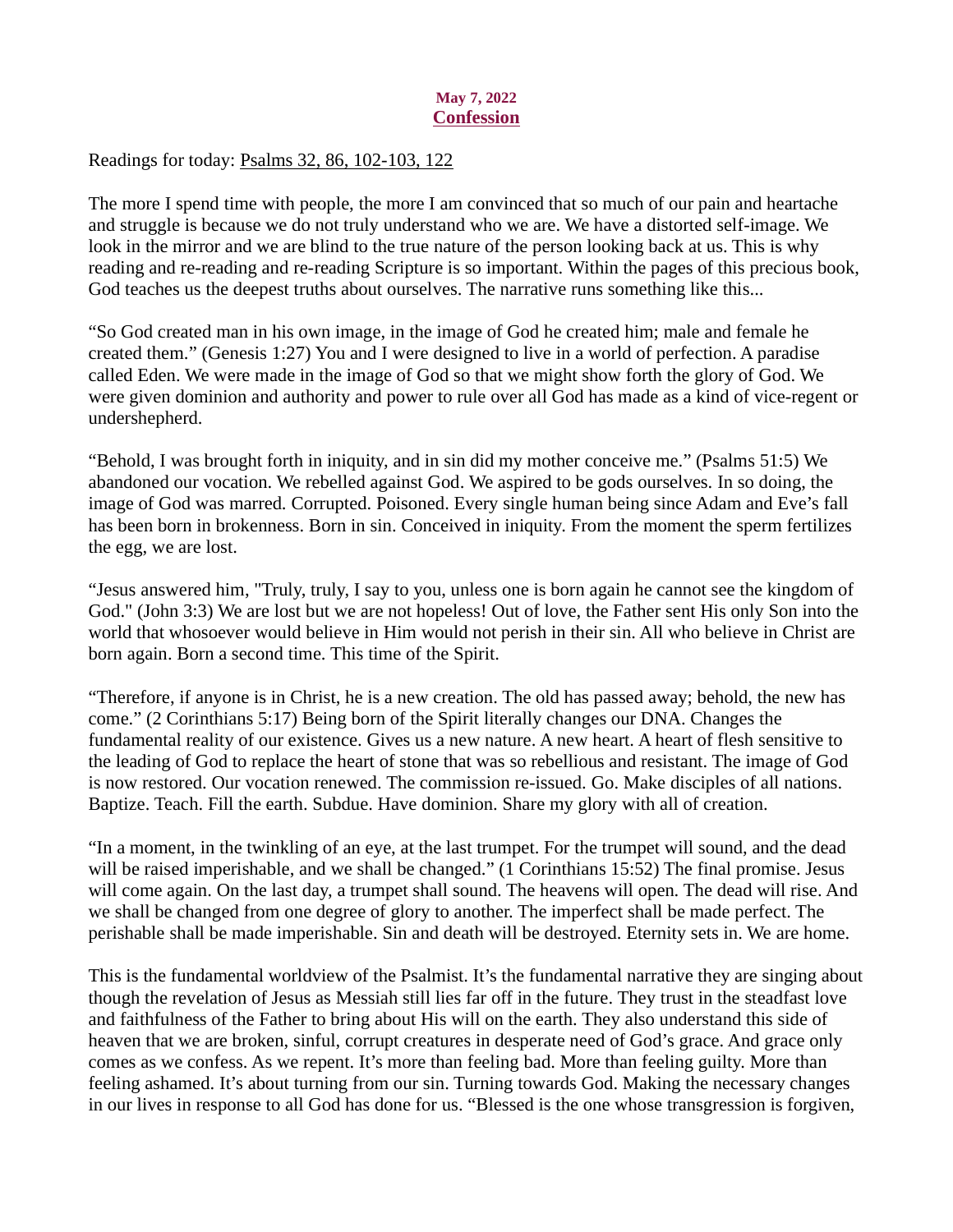**May 7, 2022**

## Confession

Readings for today: Psalms 32, 86, 102-103, 122

The more I spend time with people, the more I am convinced that so much of our pain and heartache and struggle is because we do not truly understand who we are. We have a distorted self-image. We look in the mirror and we are blind to the true nature of the person looking back at us. This is why reading and re-reading and re-reading Scripture is so important. Within the pages of this precious book, God teaches us the deepest truths about ourselves. The narrative runs something like this...

"So God created man in his own image, in the image of God he created him; male and female he created them." (Genesis 1:27) You and I were designed to live in a world of perfection. A paradise called Eden. We were made in the image of God so that we might show forth the glory of God. We were given dominion and authority and power to rule over all God has made as a kind of vice-regent or undershepherd.

"Behold, I was brought forth in iniquity, and in sin did my mother conceive me." (Psalms 51:5) We abandoned our vocation. We rebelled against God. We aspired to be gods ourselves. In so doing, the image of God was marred. Corrupted. Poisoned. Every single human being since Adam and Eve's fall has been born in brokenness. Born in sin. Conceived in iniquity. From the moment the sperm fertilizes the egg, we are lost.

"Jesus answered him, "Truly, truly, I say to you, unless one is born again he cannot see the kingdom of God." (John 3:3) We are lost but we are not hopeless! Out of love, the Father sent His only Son into the world that whosoever would believe in Him would not perish in their sin. All who believe in Christ are born again. Born a second time. This time of the Spirit.

"Therefore, if anyone is in Christ, he is a new creation. The old has passed away; behold, the new has come." (2 Corinthians 5:17) Being born of the Spirit literally changes our DNA. Changes the fundamental reality of our existence. Gives us a new nature. A new heart. A heart of flesh sensitive to the leading of God to replace the heart of stone that was so rebellious and resistant. The image of God is now restored. Our vocation renewed. The commission re-issued. Go. Make disciples of all nations. Baptize. Teach. Fill the earth. Subdue. Have dominion. Share my glory with all of creation.

"In a moment, in the twinkling of an eye, at the last trumpet. For the trumpet will sound, and the dead will be raised imperishable, and we shall be changed." (1 Corinthians 15:52) The final promise. Jesus will come again. On the last day, a trumpet shall sound. The heavens will open. The dead will rise. And we shall be changed from one degree of glory to another. The imperfect shall be made perfect. The perishable shall be made imperishable. Sin and death will be destroyed. Eternity sets in. We are home.

This is the fundamental worldview of the Psalmist. It's the fundamental narrative they are singing about though the revelation of Jesus as Messiah still lies far off in the future. They trust in the steadfast love and faithfulness of the Father to bring about His will on the earth. They also understand this side of heaven that we are broken, sinful, corrupt creatures in desperate need of God's grace. And grace only comes as we confess. As we repent. It's more than feeling bad. More than feeling guilty. More than feeling ashamed. It's about turning from our sin. Turning towards God. Making the necessary changes in our lives in response to all God has done for us. "Blessed is the one whose transgression is forgiven,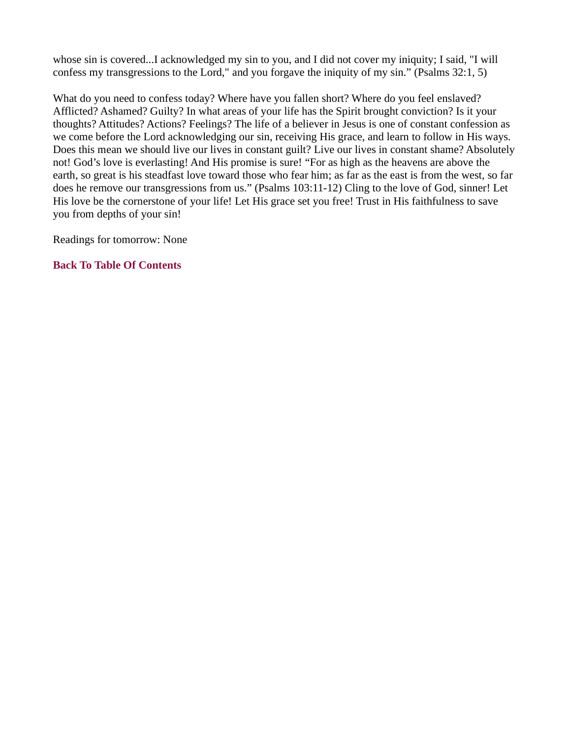whose sin is covered...I acknowledged my sin to you, and I did not cover my iniquity; I said, "I will confess my transgressions to the Lord," and you forgave the iniquity of my sin." (Psalms 32:1, 5)

What do you need to confess today? Where have you fallen short? Where do you feel enslaved? Afflicted? Ashamed? Guilty? In what areas of your life has the Spirit brought conviction? Is it your thoughts? Attitudes? Actions? Feelings? The life of a believer in Jesus is one of constant confession as we come before the Lord acknowledging our sin, receiving His grace, and learn to follow in His ways. Does this mean we should live our lives in constant guilt? Live our lives in constant shame? Absolutely not! God's love is everlasting! And His promise is sure! "For as high as the heavens are above the earth, so great is his steadfast love toward those who fear him; as far as the east is from the west, so far does he remove our transgressions from us." (Psalms 103:11-12) Cling to the love of God, sinner! Let His love be the cornerstone of your life! Let His grace set you free! Trust in His faithfulness to save you from depths of your sin!

Readings for tomorrow: None

**Back To Table Of Contents**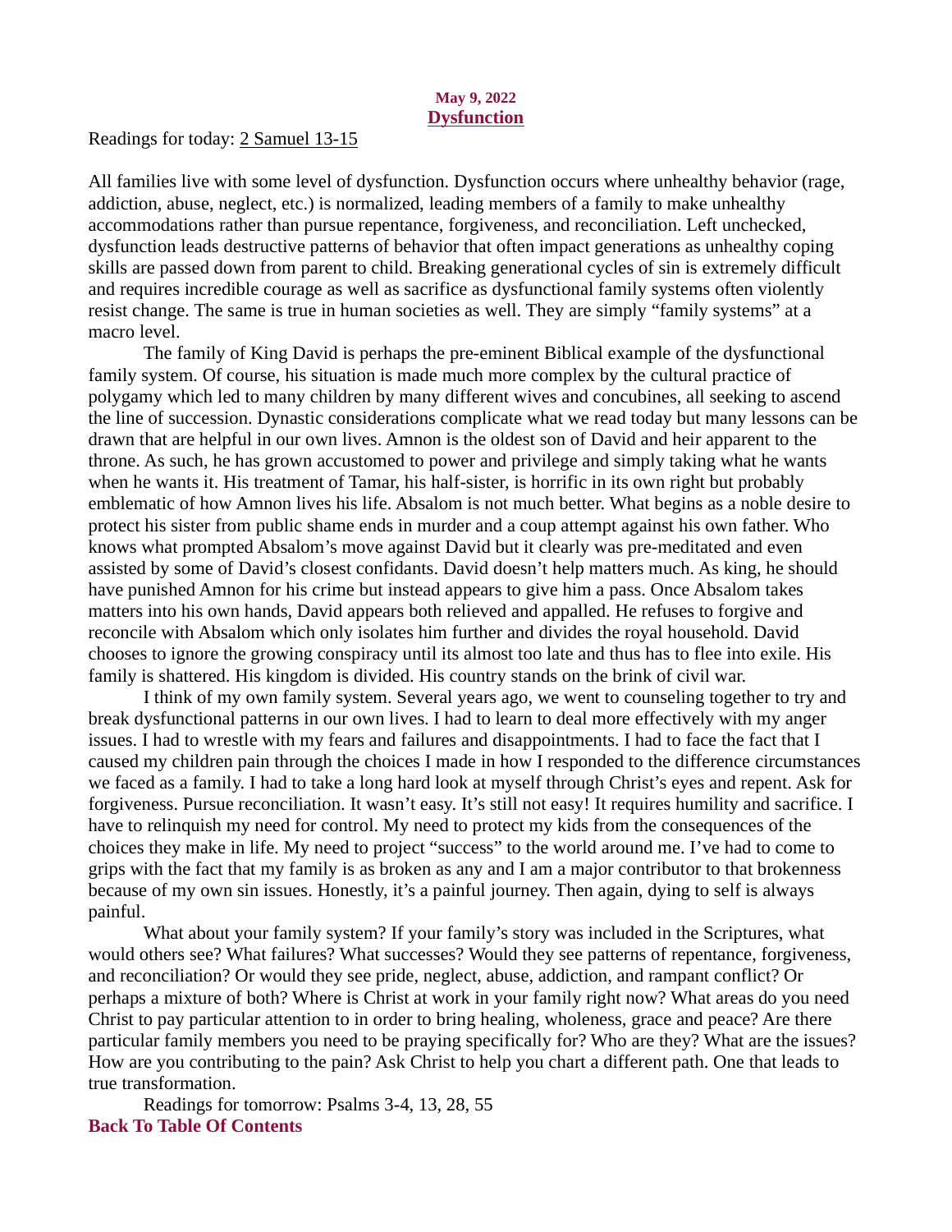**May 9, 2022**

## Dysfunction

Readings for today: 2 Samuel 13-15

All families live with some level of dysfunction. Dysfunction occurs where unhealthy behavior (rage, addiction, abuse, neglect, etc.) is normalized, leading members of a family to make unhealthy accommodations rather than pursue repentance, forgiveness, and reconciliation. Left unchecked, dysfunction leads destructive patterns of behavior that often impact generations as unhealthy coping skills are passed down from parent to child. Breaking generational cycles of sin is extremely difficult and requires incredible courage as well as sacrifice as dysfunctional family systems often violently resist change. The same is true in human societies as well. They are simply "family systems" at a macro level.

The family of King David is perhaps the pre-eminent Biblical example of the dysfunctional family system. Of course, his situation is made much more complex by the cultural practice of polygamy which led to many children by many different wives and concubines, all seeking to ascend the line of succession. Dynastic considerations complicate what we read today but many lessons can be drawn that are helpful in our own lives. Amnon is the oldest son of David and heir apparent to the throne. As such, he has grown accustomed to power and privilege and simply taking what he wants when he wants it. His treatment of Tamar, his half-sister, is horrific in its own right but probably emblematic of how Amnon lives his life. Absalom is not much better. What begins as a noble desire to protect his sister from public shame ends in murder and a coup attempt against his own father. Who knows what prompted Absalom's move against David but it clearly was pre-meditated and even assisted by some of David's closest confidants. David doesn't help matters much. As king, he should have punished Amnon for his crime but instead appears to give him a pass. Once Absalom takes matters into his own hands, David appears both relieved and appalled. He refuses to forgive and reconcile with Absalom which only isolates him further and divides the royal household. David chooses to ignore the growing conspiracy until its almost too late and thus has to flee into exile. His family is shattered. His kingdom is divided. His country stands on the brink of civil war.

I think of my own family system. Several years ago, we went to counseling together to try and break dysfunctional patterns in our own lives. I had to learn to deal more effectively with my anger issues. I had to wrestle with my fears and failures and disappointments. I had to face the fact that I caused my children pain through the choices I made in how I responded to the difference circumstances we faced as a family. I had to take a long hard look at myself through Christ's eyes and repent. Ask for forgiveness. Pursue reconciliation. It wasn't easy. It's still not easy! It requires humility and sacrifice. I have to relinquish my need for control. My need to protect my kids from the consequences of the choices they make in life. My need to project "success" to the world around me. I've had to come to grips with the fact that my family is as broken as any and I am a major contributor to that brokenness because of my own sin issues. Honestly, it's a painful journey. Then again, dying to self is always painful.

What about your family system? If your family's story was included in the Scriptures, what would others see? What failures? What successes? Would they see patterns of repentance, forgiveness, and reconciliation? Or would they see pride, neglect, abuse, addiction, and rampant conflict? Or perhaps a mixture of both? Where is Christ at work in your family right now? What areas do you need Christ to pay particular attention to in order to bring healing, wholeness, grace and peace? Are there particular family members you need to be praying specifically for? Who are they? What are the issues? How are you contributing to the pain? Ask Christ to help you chart a different path. One that leads to true transformation.

Readings for tomorrow: Psalms 3-4, 13, 28, 55

**Back To Table Of Contents**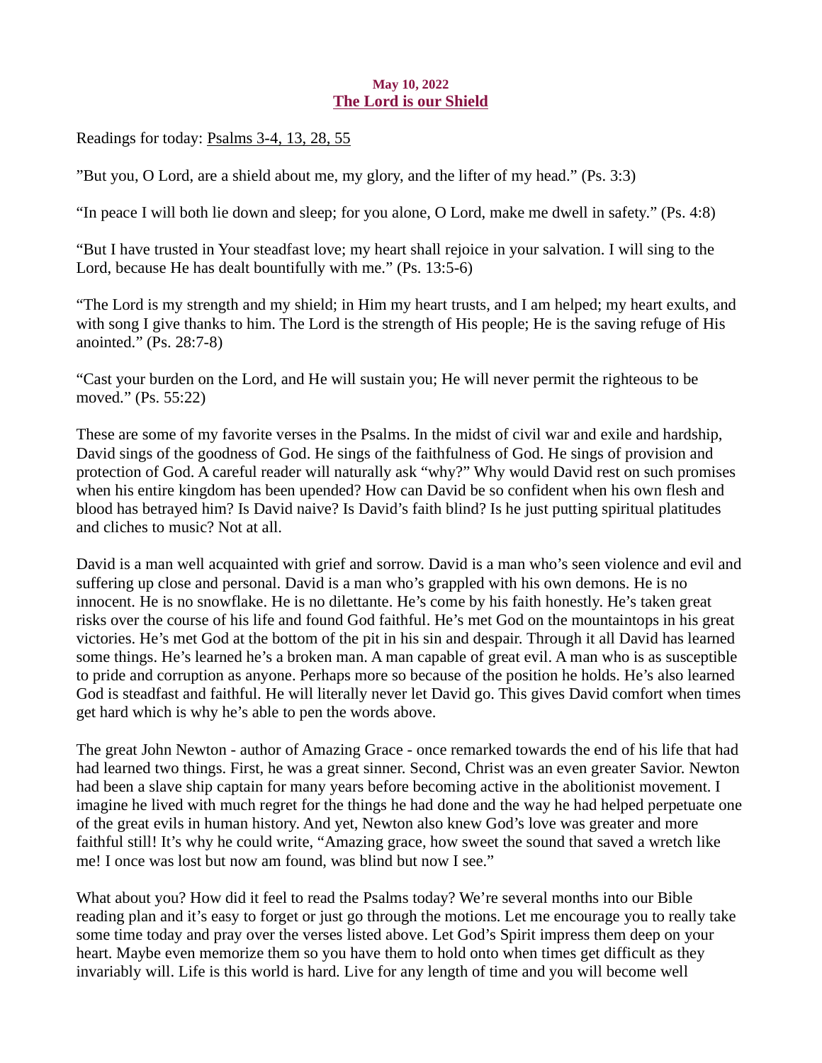**May 10, 2022**

## The Lord is our Shield

Readings for today: Psalms 3-4, 13, 28, 55

"But you, O Lord, are a shield about me, my glory, and the lifter of my head." (Ps. 3:3)

"In peace I will both lie down and sleep; for you alone, O Lord, make me dwell in safety." (Ps. 4:8)

"But I have trusted in Your steadfast love; my heart shall rejoice in your salvation. I will sing to the Lord, because He has dealt bountifully with me." (Ps. 13:5-6)

"The Lord is my strength and my shield; in Him my heart trusts, and I am helped; my heart exults, and with song I give thanks to him. The Lord is the strength of His people; He is the saving refuge of His anointed." (Ps. 28:7-8)

"Cast your burden on the Lord, and He will sustain you; He will never permit the righteous to be moved." (Ps. 55:22)

These are some of my favorite verses in the Psalms. In the midst of civil war and exile and hardship, David sings of the goodness of God. He sings of the faithfulness of God. He sings of provision and protection of God. A careful reader will naturally ask "why?" Why would David rest on such promises when his entire kingdom has been upended? How can David be so confident when his own flesh and blood has betrayed him? Is David naive? Is David's faith blind? Is he just putting spiritual platitudes and cliches to music? Not at all.

David is a man well acquainted with grief and sorrow. David is a man who's seen violence and evil and suffering up close and personal. David is a man who's grappled with his own demons. He is no innocent. He is no snowflake. He is no dilettante. He's come by his faith honestly. He's taken great risks over the course of his life and found God faithful. He's met God on the mountaintops in his great victories. He's met God at the bottom of the pit in his sin and despair. Through it all David has learned some things. He's learned he's a broken man. A man capable of great evil. A man who is as susceptible to pride and corruption as anyone. Perhaps more so because of the position he holds. He's also learned God is steadfast and faithful. He will literally never let David go. This gives David comfort when times get hard which is why he's able to pen the words above.

The great John Newton - author of Amazing Grace - once remarked towards the end of his life that had had learned two things. First, he was a great sinner. Second, Christ was an even greater Savior. Newton had been a slave ship captain for many years before becoming active in the abolitionist movement. I imagine he lived with much regret for the things he had done and the way he had helped perpetuate one of the great evils in human history. And yet, Newton also knew God's love was greater and more faithful still! It's why he could write, "Amazing grace, how sweet the sound that saved a wretch like me! I once was lost but now am found, was blind but now I see."

What about you? How did it feel to read the Psalms today? We're several months into our Bible reading plan and it's easy to forget or just go through the motions. Let me encourage you to really take some time today and pray over the verses listed above. Let God's Spirit impress them deep on your heart. Maybe even memorize them so you have them to hold onto when times get difficult as they invariably will. Life is this world is hard. Live for any length of time and you will become well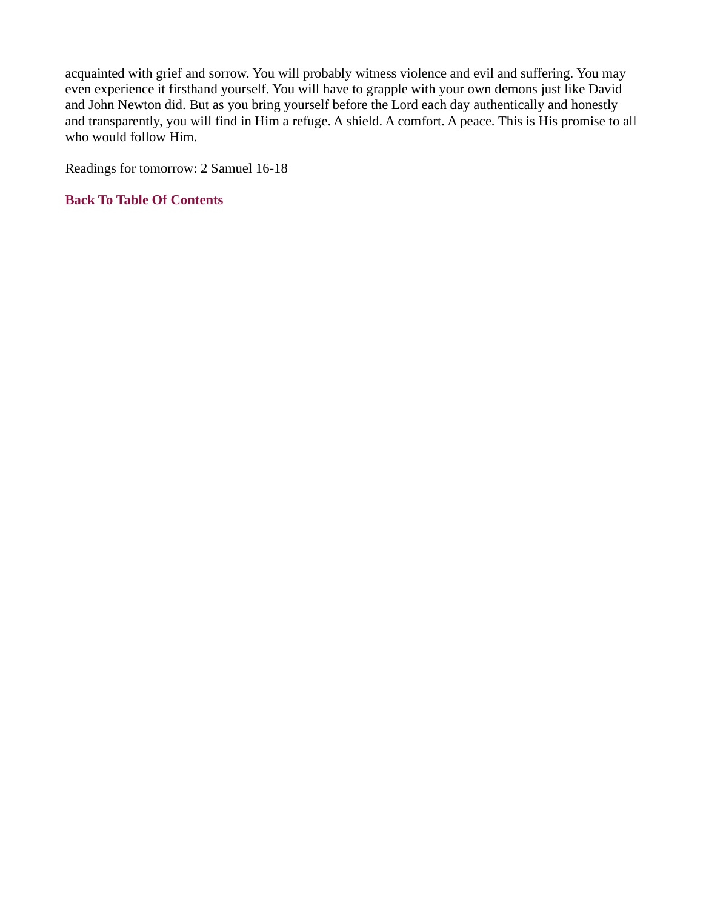acquainted with grief and sorrow. You will probably witness violence and evil and suffering. You may even experience it firsthand yourself. You will have to grapple with your own demons just like David and John Newton did. But as you bring yourself before the Lord each day authentically and honestly and transparently, you will find in Him a refuge. A shield. A comfort. A peace. This is His promise to all who would follow Him.

Readings for tomorrow: 2 Samuel 16-18

**Back To Table Of Contents**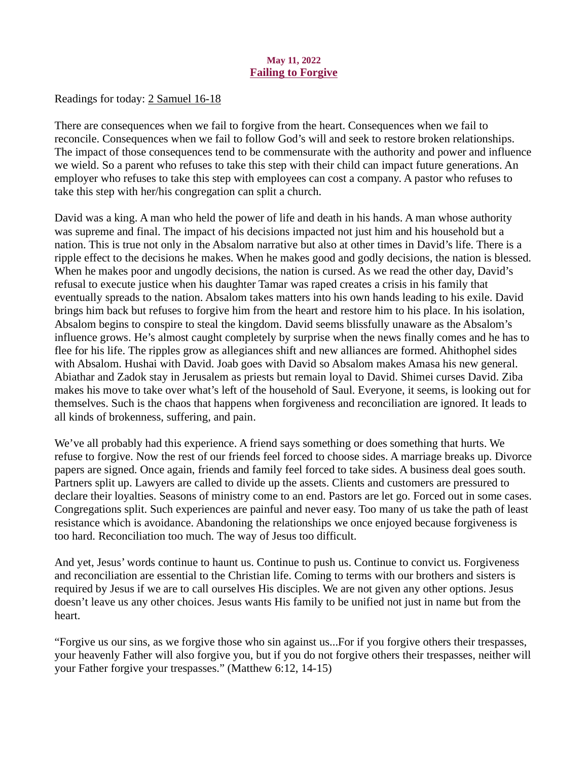**May 11, 2022**

## Failing to Forgive

Readings for today: 2 Samuel 16-18

There are consequences when we fail to forgive from the heart. Consequences when we fail to reconcile. Consequences when we fail to follow God's will and seek to restore broken relationships. The impact of those consequences tend to be commensurate with the authority and power and influence we wield. So a parent who refuses to take this step with their child can impact future generations. An employer who refuses to take this step with employees can cost a company. A pastor who refuses to take this step with her/his congregation can split a church.

David was a king. A man who held the power of life and death in his hands. A man whose authority was supreme and final. The impact of his decisions impacted not just him and his household but a nation. This is true not only in the Absalom narrative but also at other times in David's life. There is a ripple effect to the decisions he makes. When he makes good and godly decisions, the nation is blessed. When he makes poor and ungodly decisions, the nation is cursed. As we read the other day, David's refusal to execute justice when his daughter Tamar was raped creates a crisis in his family that eventually spreads to the nation. Absalom takes matters into his own hands leading to his exile. David brings him back but refuses to forgive him from the heart and restore him to his place. In his isolation, Absalom begins to conspire to steal the kingdom. David seems blissfully unaware as the Absalom's influence grows. He's almost caught completely by surprise when the news finally comes and he has to flee for his life. The ripples grow as allegiances shift and new alliances are formed. Ahithophel sides with Absalom. Hushai with David. Joab goes with David so Absalom makes Amasa his new general. Abiathar and Zadok stay in Jerusalem as priests but remain loyal to David. Shimei curses David. Ziba makes his move to take over what's left of the household of Saul. Everyone, it seems, is looking out for themselves. Such is the chaos that happens when forgiveness and reconciliation are ignored. It leads to all kinds of brokenness, suffering, and pain.

We've all probably had this experience. A friend says something or does something that hurts. We refuse to forgive. Now the rest of our friends feel forced to choose sides. A marriage breaks up. Divorce papers are signed. Once again, friends and family feel forced to take sides. A business deal goes south. Partners split up. Lawyers are called to divide up the assets. Clients and customers are pressured to declare their loyalties. Seasons of ministry come to an end. Pastors are let go. Forced out in some cases. Congregations split. Such experiences are painful and never easy. Too many of us take the path of least resistance which is avoidance. Abandoning the relationships we once enjoyed because forgiveness is too hard. Reconciliation too much. The way of Jesus too difficult.

And yet, Jesus' words continue to haunt us. Continue to push us. Continue to convict us. Forgiveness and reconciliation are essential to the Christian life. Coming to terms with our brothers and sisters is required by Jesus if we are to call ourselves His disciples. We are not given any other options. Jesus doesn't leave us any other choices. Jesus wants His family to be unified not just in name but from the heart.

"Forgive us our sins, as we forgive those who sin against us...For if you forgive others their trespasses, your heavenly Father will also forgive you, but if you do not forgive others their trespasses, neither will your Father forgive your trespasses." (Matthew 6:12, 14-15)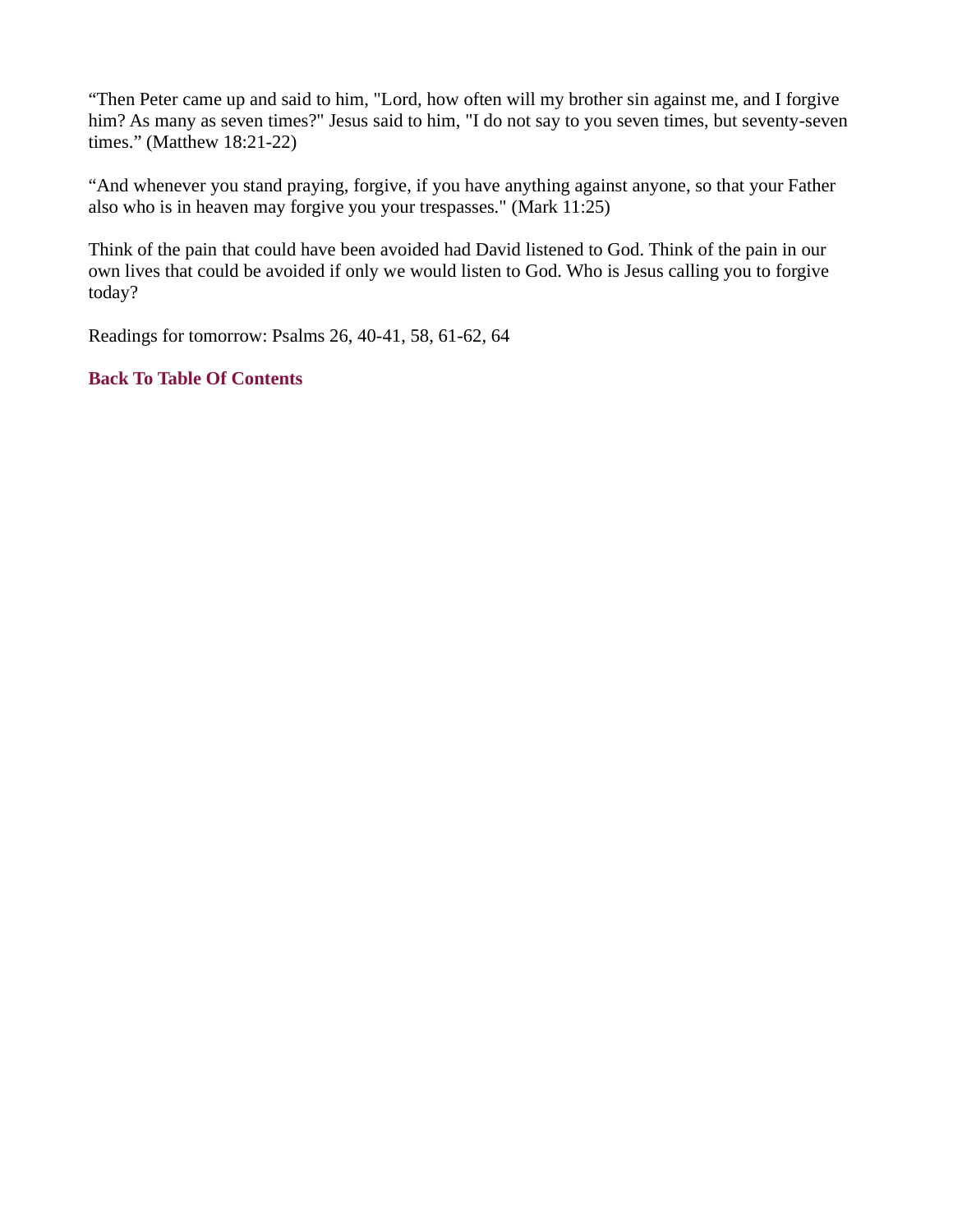“Then Peter came up and said to him, "Lord, how often will my brother sin against me, and I forgive him? As many as seven times?" Jesus said to him, "I do not say to you seven times, but seventy-seven times.” (Matthew 18:21-22)

“And whenever you stand praying, forgive, if you have anything against anyone, so that your Father also who is in heaven may forgive you your trespasses." (Mark 11:25)

Think of the pain that could have been avoided had David listened to God. Think of the pain in our own lives that could be avoided if only we would listen to God. Who is Jesus calling you to forgive today?

Readings for tomorrow: Psalms 26, 40-41, 58, 61-62, 64

**Back To Table Of Contents**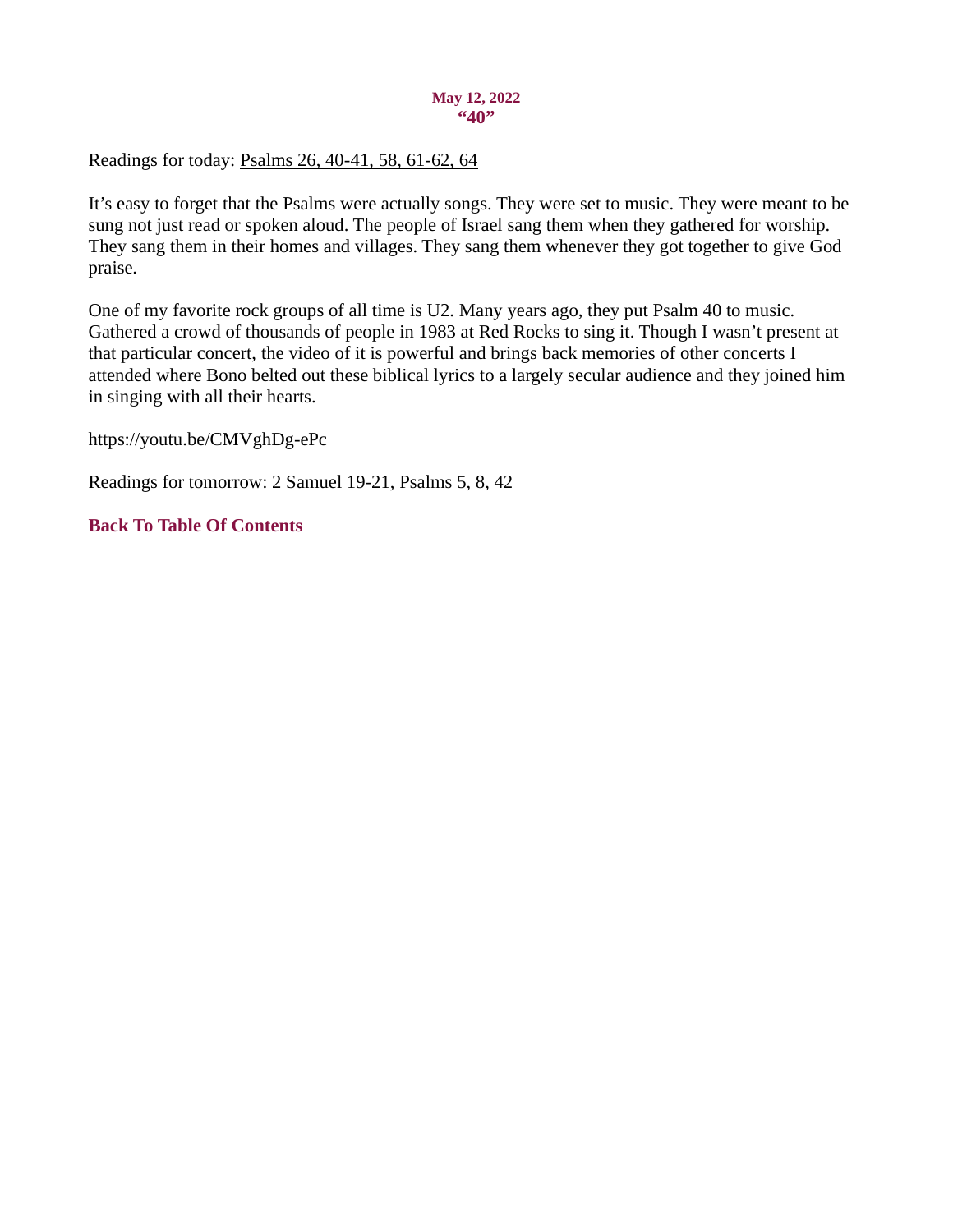**May 12, 2022**

## “40”

Readings for today: Psalms 26, 40-41, 58, 61-62, 64

It’s easy to forget that the Psalms were actually songs. They were set to music. They were meant to be sung not just read or spoken aloud. The people of Israel sang them when they gathered for worship. They sang them in their homes and villages. They sang them whenever they got together to give God praise.

One of my favorite rock groups of all time is U2. Many years ago, they put Psalm 40 to music. Gathered a crowd of thousands of people in 1983 at Red Rocks to sing it. Though I wasn’t present at that particular concert, the video of it is powerful and brings back memories of other concerts I attended where Bono belted out these biblical lyrics to a largely secular audience and they joined him in singing with all their hearts.

https://youtu.be/CMVghDg-ePc

Readings for tomorrow: 2 Samuel 19-21, Psalms 5, 8, 42

**Back To Table Of Contents**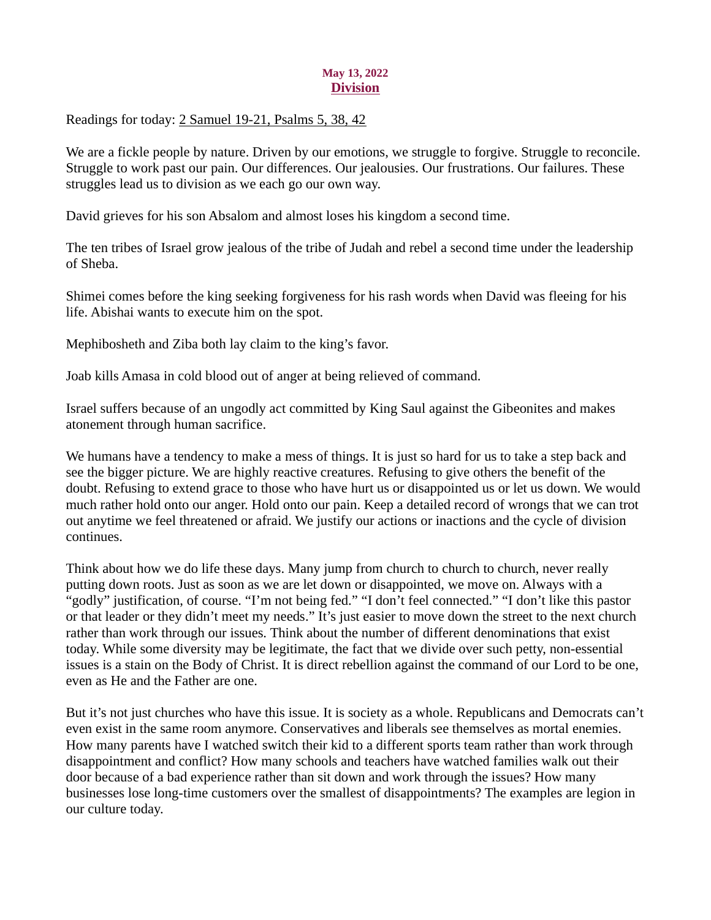**May 13, 2022**

## Division

Readings for today: 2 Samuel 19-21, Psalms 5, 38, 42

We are a fickle people by nature. Driven by our emotions, we struggle to forgive. Struggle to reconcile. Struggle to work past our pain. Our differences. Our jealousies. Our frustrations. Our failures. These struggles lead us to division as we each go our own way.

David grieves for his son Absalom and almost loses his kingdom a second time.

The ten tribes of Israel grow jealous of the tribe of Judah and rebel a second time under the leadership of Sheba.

Shimei comes before the king seeking forgiveness for his rash words when David was fleeing for his life. Abishai wants to execute him on the spot.

Mephibosheth and Ziba both lay claim to the king's favor.

Joab kills Amasa in cold blood out of anger at being relieved of command.

Israel suffers because of an ungodly act committed by King Saul against the Gibeonites and makes atonement through human sacrifice.

We humans have a tendency to make a mess of things. It is just so hard for us to take a step back and see the bigger picture. We are highly reactive creatures. Refusing to give others the benefit of the doubt. Refusing to extend grace to those who have hurt us or disappointed us or let us down. We would much rather hold onto our anger. Hold onto our pain. Keep a detailed record of wrongs that we can trot out anytime we feel threatened or afraid. We justify our actions or inactions and the cycle of division continues.

Think about how we do life these days. Many jump from church to church to church, never really putting down roots. Just as soon as we are let down or disappointed, we move on. Always with a "godly" justification, of course. "I'm not being fed." "I don't feel connected." "I don't like this pastor or that leader or they didn't meet my needs." It's just easier to move down the street to the next church rather than work through our issues. Think about the number of different denominations that exist today. While some diversity may be legitimate, the fact that we divide over such petty, non-essential issues is a stain on the Body of Christ. It is direct rebellion against the command of our Lord to be one, even as He and the Father are one.

But it's not just churches who have this issue. It is society as a whole. Republicans and Democrats can't even exist in the same room anymore. Conservatives and liberals see themselves as mortal enemies. How many parents have I watched switch their kid to a different sports team rather than work through disappointment and conflict? How many schools and teachers have watched families walk out their door because of a bad experience rather than sit down and work through the issues? How many businesses lose long-time customers over the smallest of disappointments? The examples are legion in our culture today.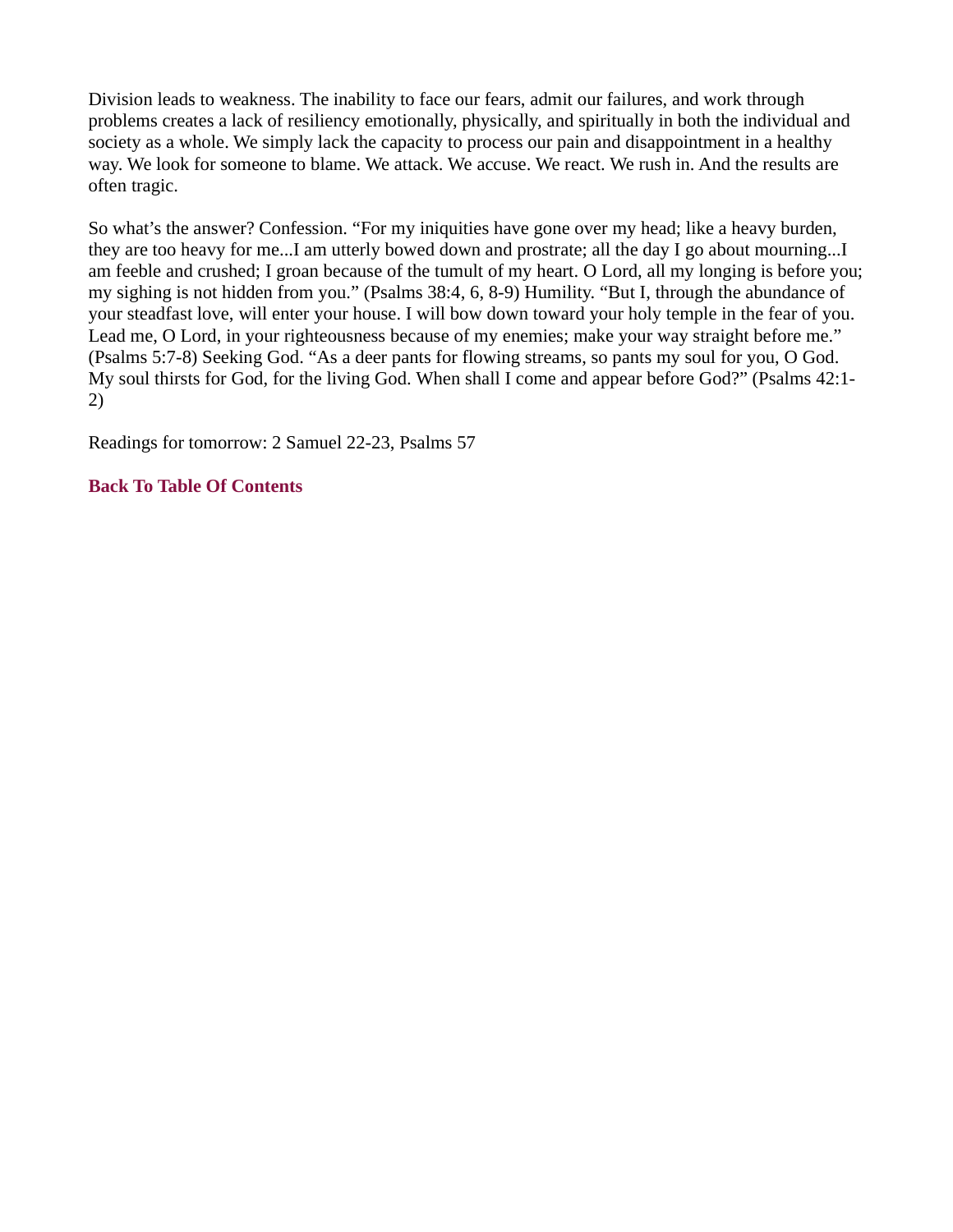Division leads to weakness. The inability to face our fears, admit our failures, and work through problems creates a lack of resiliency emotionally, physically, and spiritually in both the individual and society as a whole. We simply lack the capacity to process our pain and disappointment in a healthy way. We look for someone to blame. We attack. We accuse. We react. We rush in. And the results are often tragic.

So what's the answer? Confession. "For my iniquities have gone over my head; like a heavy burden, they are too heavy for me...I am utterly bowed down and prostrate; all the day I go about mourning...I am feeble and crushed; I groan because of the tumult of my heart. O Lord, all my longing is before you; my sighing is not hidden from you." (Psalms 38:4, 6, 8-9) Humility. "But I, through the abundance of your steadfast love, will enter your house. I will bow down toward your holy temple in the fear of you. Lead me, O Lord, in your righteousness because of my enemies; make your way straight before me." (Psalms 5:7-8) Seeking God. "As a deer pants for flowing streams, so pants my soul for you, O God. My soul thirsts for God, for the living God. When shall I come and appear before God?" (Psalms 42:1-2)

Readings for tomorrow: 2 Samuel 22-23, Psalms 57

**Back To Table Of Contents**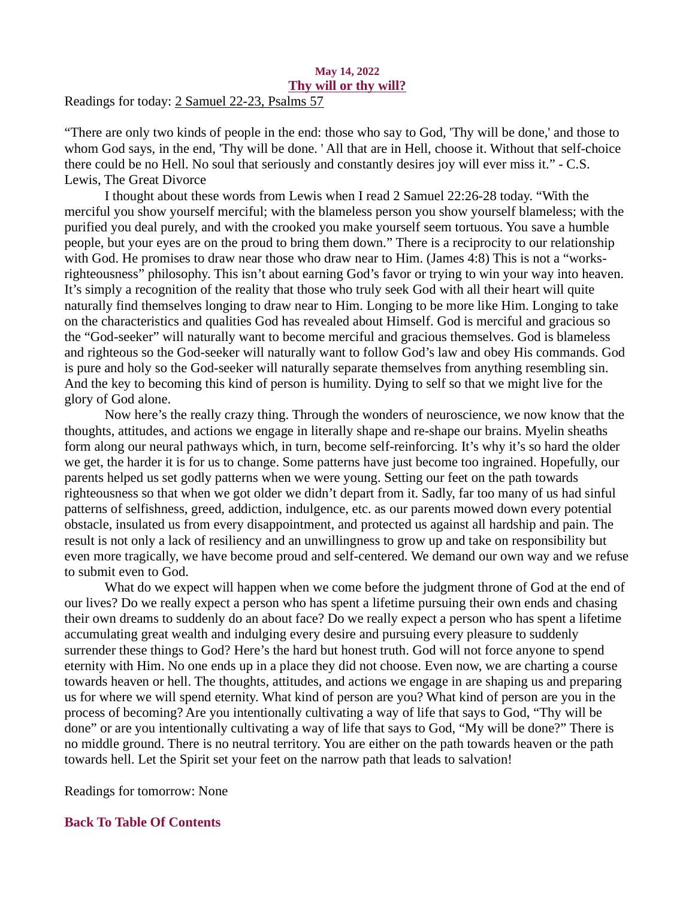**May 14, 2022**

## Thy will or thy will?

Readings for today: 2 Samuel 22-23, Psalms 57

"There are only two kinds of people in the end: those who say to God, 'Thy will be done,' and those to whom God says, in the end, 'Thy will be done. ' All that are in Hell, choose it. Without that self-choice there could be no Hell. No soul that seriously and constantly desires joy will ever miss it." - C.S. Lewis, The Great Divorce

I thought about these words from Lewis when I read 2 Samuel 22:26-28 today. "With the merciful you show yourself merciful; with the blameless person you show yourself blameless; with the purified you deal purely, and with the crooked you make yourself seem tortuous. You save a humble people, but your eyes are on the proud to bring them down." There is a reciprocity to our relationship with God. He promises to draw near those who draw near to Him. (James 4:8) This is not a "works-righteousness" philosophy. This isn't about earning God's favor or trying to win your way into heaven. It's simply a recognition of the reality that those who truly seek God with all their heart will quite naturally find themselves longing to draw near to Him. Longing to be more like Him. Longing to take on the characteristics and qualities God has revealed about Himself. God is merciful and gracious so the "God-seeker" will naturally want to become merciful and gracious themselves. God is blameless and righteous so the God-seeker will naturally want to follow God's law and obey His commands. God is pure and holy so the God-seeker will naturally separate themselves from anything resembling sin. And the key to becoming this kind of person is humility. Dying to self so that we might live for the glory of God alone.

Now here's the really crazy thing. Through the wonders of neuroscience, we now know that the thoughts, attitudes, and actions we engage in literally shape and re-shape our brains. Myelin sheaths form along our neural pathways which, in turn, become self-reinforcing. It's why it's so hard the older we get, the harder it is for us to change. Some patterns have just become too ingrained. Hopefully, our parents helped us set godly patterns when we were young. Setting our feet on the path towards righteousness so that when we got older we didn't depart from it. Sadly, far too many of us had sinful patterns of selfishness, greed, addiction, indulgence, etc. as our parents mowed down every potential obstacle, insulated us from every disappointment, and protected us against all hardship and pain. The result is not only a lack of resiliency and an unwillingness to grow up and take on responsibility but even more tragically, we have become proud and self-centered. We demand our own way and we refuse to submit even to God.

What do we expect will happen when we come before the judgment throne of God at the end of our lives? Do we really expect a person who has spent a lifetime pursuing their own ends and chasing their own dreams to suddenly do an about face? Do we really expect a person who has spent a lifetime accumulating great wealth and indulging every desire and pursuing every pleasure to suddenly surrender these things to God? Here's the hard but honest truth. God will not force anyone to spend eternity with Him. No one ends up in a place they did not choose. Even now, we are charting a course towards heaven or hell. The thoughts, attitudes, and actions we engage in are shaping us and preparing us for where we will spend eternity. What kind of person are you? What kind of person are you in the process of becoming? Are you intentionally cultivating a way of life that says to God, "Thy will be done" or are you intentionally cultivating a way of life that says to God, "My will be done?" There is no middle ground. There is no neutral territory. You are either on the path towards heaven or the path towards hell. Let the Spirit set your feet on the narrow path that leads to salvation!

Readings for tomorrow: None

**Back To Table Of Contents**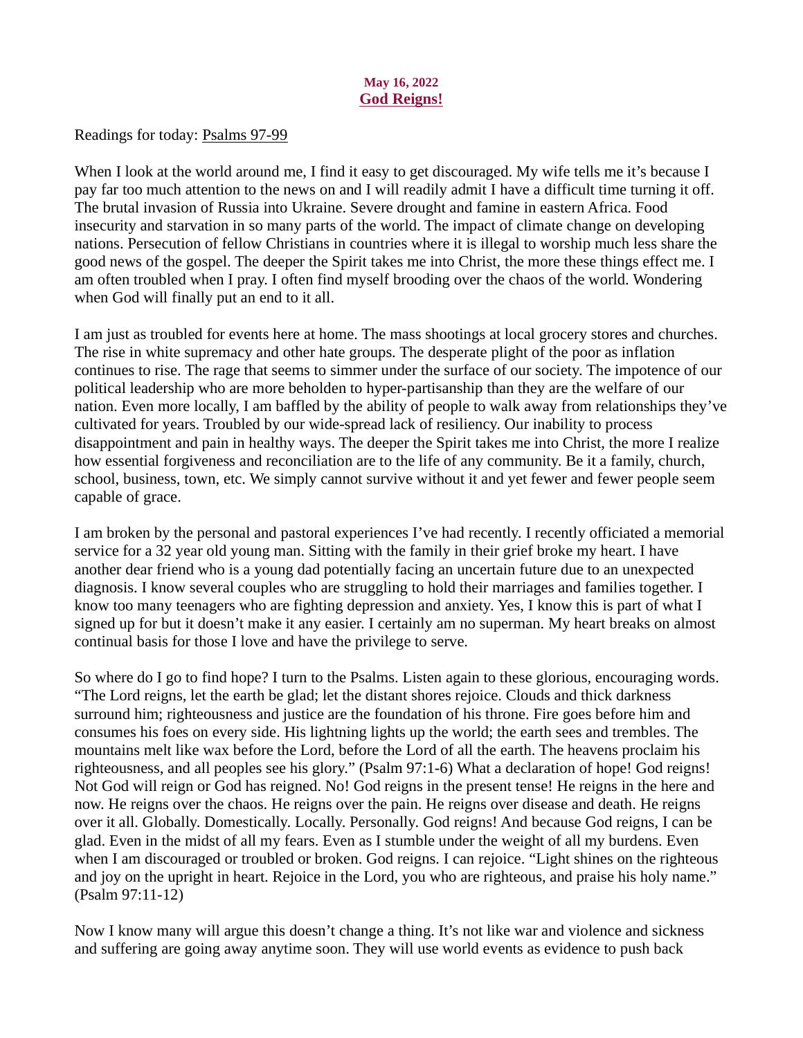**May 16, 2022**

## God Reigns!

Readings for today: Psalms 97-99

When I look at the world around me, I find it easy to get discouraged. My wife tells me it's because I pay far too much attention to the news on and I will readily admit I have a difficult time turning it off. The brutal invasion of Russia into Ukraine. Severe drought and famine in eastern Africa. Food insecurity and starvation in so many parts of the world. The impact of climate change on developing nations. Persecution of fellow Christians in countries where it is illegal to worship much less share the good news of the gospel. The deeper the Spirit takes me into Christ, the more these things effect me. I am often troubled when I pray. I often find myself brooding over the chaos of the world. Wondering when God will finally put an end to it all.

I am just as troubled for events here at home. The mass shootings at local grocery stores and churches. The rise in white supremacy and other hate groups. The desperate plight of the poor as inflation continues to rise. The rage that seems to simmer under the surface of our society. The impotence of our political leadership who are more beholden to hyper-partisanship than they are the welfare of our nation. Even more locally, I am baffled by the ability of people to walk away from relationships they've cultivated for years. Troubled by our wide-spread lack of resiliency. Our inability to process disappointment and pain in healthy ways. The deeper the Spirit takes me into Christ, the more I realize how essential forgiveness and reconciliation are to the life of any community. Be it a family, church, school, business, town, etc. We simply cannot survive without it and yet fewer and fewer people seem capable of grace.

I am broken by the personal and pastoral experiences I've had recently. I recently officiated a memorial service for a 32 year old young man. Sitting with the family in their grief broke my heart. I have another dear friend who is a young dad potentially facing an uncertain future due to an unexpected diagnosis. I know several couples who are struggling to hold their marriages and families together. I know too many teenagers who are fighting depression and anxiety. Yes, I know this is part of what I signed up for but it doesn't make it any easier. I certainly am no superman. My heart breaks on almost continual basis for those I love and have the privilege to serve.

So where do I go to find hope? I turn to the Psalms. Listen again to these glorious, encouraging words. "The Lord reigns, let the earth be glad; let the distant shores rejoice. Clouds and thick darkness surround him; righteousness and justice are the foundation of his throne. Fire goes before him and consumes his foes on every side. His lightning lights up the world; the earth sees and trembles. The mountains melt like wax before the Lord, before the Lord of all the earth. The heavens proclaim his righteousness, and all peoples see his glory." (Psalm 97:1-6) What a declaration of hope! God reigns! Not God will reign or God has reigned. No! God reigns in the present tense! He reigns in the here and now. He reigns over the chaos. He reigns over the pain. He reigns over disease and death. He reigns over it all. Globally. Domestically. Locally. Personally. God reigns! And because God reigns, I can be glad. Even in the midst of all my fears. Even as I stumble under the weight of all my burdens. Even when I am discouraged or troubled or broken. God reigns. I can rejoice. "Light shines on the righteous and joy on the upright in heart. Rejoice in the Lord, you who are righteous, and praise his holy name." (Psalm 97:11-12)

Now I know many will argue this doesn't change a thing. It's not like war and violence and sickness and suffering are going away anytime soon. They will use world events as evidence to push back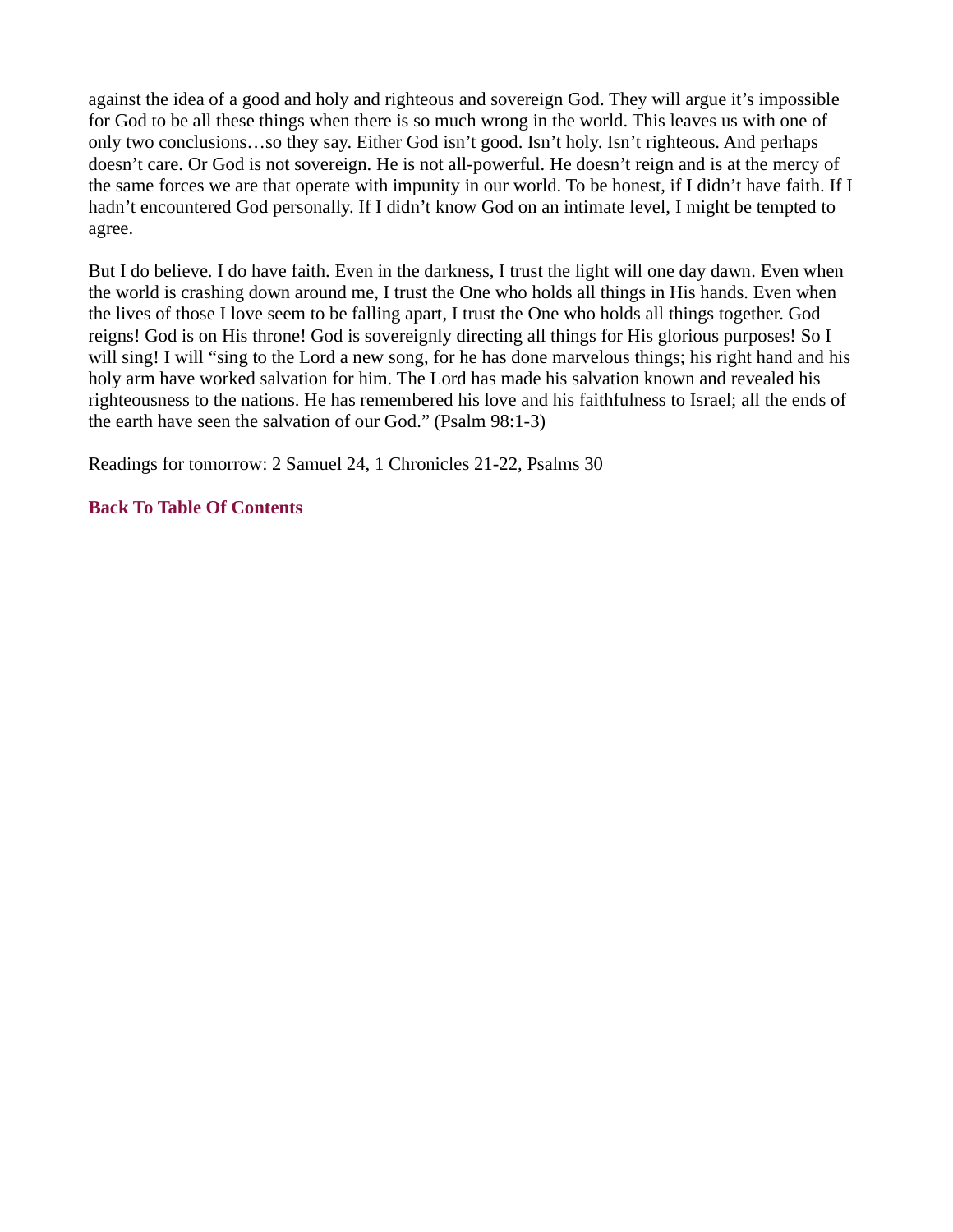against the idea of a good and holy and righteous and sovereign God. They will argue it's impossible for God to be all these things when there is so much wrong in the world. This leaves us with one of only two conclusions…so they say. Either God isn't good. Isn't holy. Isn't righteous. And perhaps doesn't care. Or God is not sovereign. He is not all-powerful. He doesn't reign and is at the mercy of the same forces we are that operate with impunity in our world. To be honest, if I didn't have faith. If I hadn't encountered God personally. If I didn't know God on an intimate level, I might be tempted to agree.

But I do believe. I do have faith. Even in the darkness, I trust the light will one day dawn. Even when the world is crashing down around me, I trust the One who holds all things in His hands. Even when the lives of those I love seem to be falling apart, I trust the One who holds all things together. God reigns! God is on His throne! God is sovereignly directing all things for His glorious purposes! So I will sing! I will "sing to the Lord a new song, for he has done marvelous things; his right hand and his holy arm have worked salvation for him. The Lord has made his salvation known and revealed his righteousness to the nations. He has remembered his love and his faithfulness to Israel; all the ends of the earth have seen the salvation of our God." (Psalm 98:1-3)

Readings for tomorrow: 2 Samuel 24, 1 Chronicles 21-22, Psalms 30

**Back To Table Of Contents**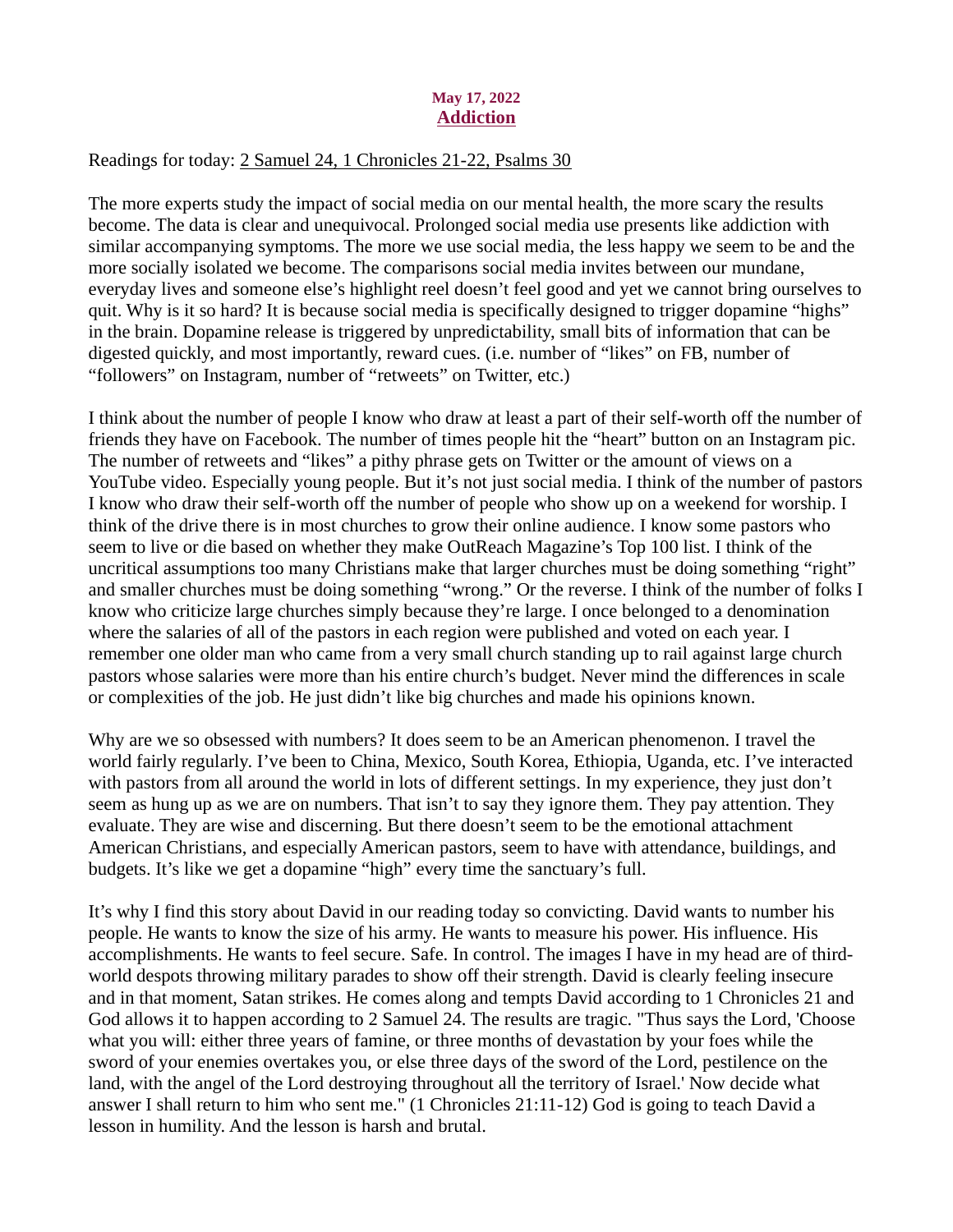**May 17, 2022**

## Addiction

Readings for today: 2 Samuel 24, 1 Chronicles 21-22, Psalms 30

The more experts study the impact of social media on our mental health, the more scary the results become. The data is clear and unequivocal. Prolonged social media use presents like addiction with similar accompanying symptoms. The more we use social media, the less happy we seem to be and the more socially isolated we become. The comparisons social media invites between our mundane, everyday lives and someone else's highlight reel doesn't feel good and yet we cannot bring ourselves to quit. Why is it so hard? It is because social media is specifically designed to trigger dopamine "highs" in the brain. Dopamine release is triggered by unpredictability, small bits of information that can be digested quickly, and most importantly, reward cues. (i.e. number of "likes" on FB, number of "followers" on Instagram, number of "retweets" on Twitter, etc.)

I think about the number of people I know who draw at least a part of their self-worth off the number of friends they have on Facebook. The number of times people hit the "heart" button on an Instagram pic. The number of retweets and "likes" a pithy phrase gets on Twitter or the amount of views on a YouTube video. Especially young people. But it's not just social media. I think of the number of pastors I know who draw their self-worth off the number of people who show up on a weekend for worship. I think of the drive there is in most churches to grow their online audience. I know some pastors who seem to live or die based on whether they make OutReach Magazine's Top 100 list. I think of the uncritical assumptions too many Christians make that larger churches must be doing something "right" and smaller churches must be doing something "wrong." Or the reverse. I think of the number of folks I know who criticize large churches simply because they're large. I once belonged to a denomination where the salaries of all of the pastors in each region were published and voted on each year. I remember one older man who came from a very small church standing up to rail against large church pastors whose salaries were more than his entire church's budget. Never mind the differences in scale or complexities of the job. He just didn't like big churches and made his opinions known.

Why are we so obsessed with numbers? It does seem to be an American phenomenon. I travel the world fairly regularly. I've been to China, Mexico, South Korea, Ethiopia, Uganda, etc. I've interacted with pastors from all around the world in lots of different settings. In my experience, they just don't seem as hung up as we are on numbers. That isn't to say they ignore them. They pay attention. They evaluate. They are wise and discerning. But there doesn't seem to be the emotional attachment American Christians, and especially American pastors, seem to have with attendance, buildings, and budgets. It's like we get a dopamine "high" every time the sanctuary's full.

It's why I find this story about David in our reading today so convicting. David wants to number his people. He wants to know the size of his army. He wants to measure his power. His influence. His accomplishments. He wants to feel secure. Safe. In control. The images I have in my head are of third-world despots throwing military parades to show off their strength. David is clearly feeling insecure and in that moment, Satan strikes. He comes along and tempts David according to 1 Chronicles 21 and God allows it to happen according to 2 Samuel 24. The results are tragic. "Thus says the Lord, 'Choose what you will: either three years of famine, or three months of devastation by your foes while the sword of your enemies overtakes you, or else three days of the sword of the Lord, pestilence on the land, with the angel of the Lord destroying throughout all the territory of Israel.' Now decide what answer I shall return to him who sent me." (1 Chronicles 21:11-12) God is going to teach David a lesson in humility. And the lesson is harsh and brutal.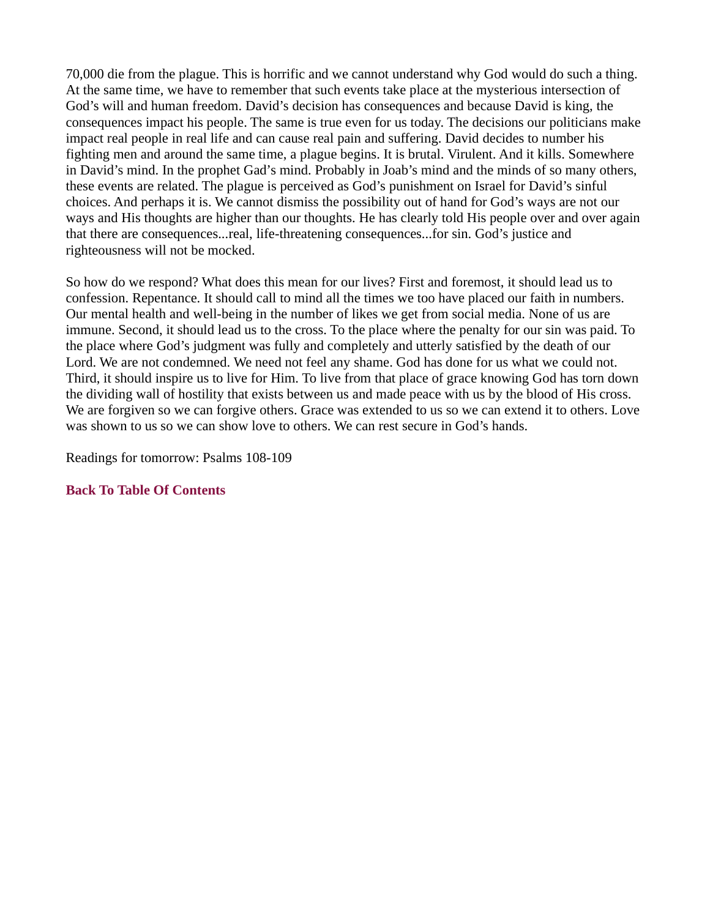70,000 die from the plague. This is horrific and we cannot understand why God would do such a thing. At the same time, we have to remember that such events take place at the mysterious intersection of God's will and human freedom. David's decision has consequences and because David is king, the consequences impact his people. The same is true even for us today. The decisions our politicians make impact real people in real life and can cause real pain and suffering. David decides to number his fighting men and around the same time, a plague begins. It is brutal. Virulent. And it kills. Somewhere in David's mind. In the prophet Gad's mind. Probably in Joab's mind and the minds of so many others, these events are related. The plague is perceived as God's punishment on Israel for David's sinful choices. And perhaps it is. We cannot dismiss the possibility out of hand for God's ways are not our ways and His thoughts are higher than our thoughts. He has clearly told His people over and over again that there are consequences...real, life-threatening consequences...for sin. God's justice and righteousness will not be mocked.

So how do we respond? What does this mean for our lives? First and foremost, it should lead us to confession. Repentance. It should call to mind all the times we too have placed our faith in numbers. Our mental health and well-being in the number of likes we get from social media. None of us are immune. Second, it should lead us to the cross. To the place where the penalty for our sin was paid. To the place where God's judgment was fully and completely and utterly satisfied by the death of our Lord. We are not condemned. We need not feel any shame. God has done for us what we could not. Third, it should inspire us to live for Him. To live from that place of grace knowing God has torn down the dividing wall of hostility that exists between us and made peace with us by the blood of His cross. We are forgiven so we can forgive others. Grace was extended to us so we can extend it to others. Love was shown to us so we can show love to others. We can rest secure in God's hands.

Readings for tomorrow: Psalms 108-109

**Back To Table Of Contents**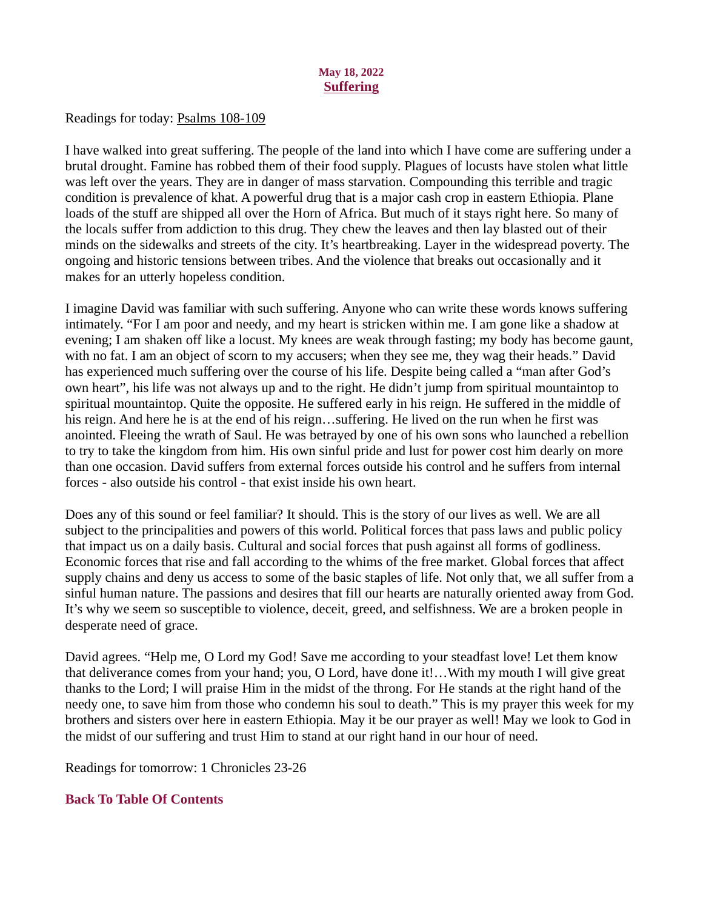**May 18, 2022**

## Suffering

Readings for today: Psalms 108-109

I have walked into great suffering. The people of the land into which I have come are suffering under a brutal drought. Famine has robbed them of their food supply. Plagues of locusts have stolen what little was left over the years. They are in danger of mass starvation. Compounding this terrible and tragic condition is prevalence of khat. A powerful drug that is a major cash crop in eastern Ethiopia. Plane loads of the stuff are shipped all over the Horn of Africa. But much of it stays right here. So many of the locals suffer from addiction to this drug. They chew the leaves and then lay blasted out of their minds on the sidewalks and streets of the city. It's heartbreaking. Layer in the widespread poverty. The ongoing and historic tensions between tribes. And the violence that breaks out occasionally and it makes for an utterly hopeless condition.

I imagine David was familiar with such suffering. Anyone who can write these words knows suffering intimately. "For I am poor and needy, and my heart is stricken within me. I am gone like a shadow at evening; I am shaken off like a locust. My knees are weak through fasting; my body has become gaunt, with no fat. I am an object of scorn to my accusers; when they see me, they wag their heads." David has experienced much suffering over the course of his life. Despite being called a "man after God's own heart", his life was not always up and to the right. He didn't jump from spiritual mountaintop to spiritual mountaintop. Quite the opposite. He suffered early in his reign. He suffered in the middle of his reign. And here he is at the end of his reign…suffering. He lived on the run when he first was anointed. Fleeing the wrath of Saul. He was betrayed by one of his own sons who launched a rebellion to try to take the kingdom from him. His own sinful pride and lust for power cost him dearly on more than one occasion. David suffers from external forces outside his control and he suffers from internal forces - also outside his control - that exist inside his own heart.

Does any of this sound or feel familiar? It should. This is the story of our lives as well. We are all subject to the principalities and powers of this world. Political forces that pass laws and public policy that impact us on a daily basis. Cultural and social forces that push against all forms of godliness. Economic forces that rise and fall according to the whims of the free market. Global forces that affect supply chains and deny us access to some of the basic staples of life. Not only that, we all suffer from a sinful human nature. The passions and desires that fill our hearts are naturally oriented away from God. It's why we seem so susceptible to violence, deceit, greed, and selfishness. We are a broken people in desperate need of grace.

David agrees. "Help me, O Lord my God! Save me according to your steadfast love! Let them know that deliverance comes from your hand; you, O Lord, have done it!…With my mouth I will give great thanks to the Lord; I will praise Him in the midst of the throng. For He stands at the right hand of the needy one, to save him from those who condemn his soul to death." This is my prayer this week for my brothers and sisters over here in eastern Ethiopia. May it be our prayer as well! May we look to God in the midst of our suffering and trust Him to stand at our right hand in our hour of need.

Readings for tomorrow: 1 Chronicles 23-26

**Back To Table Of Contents**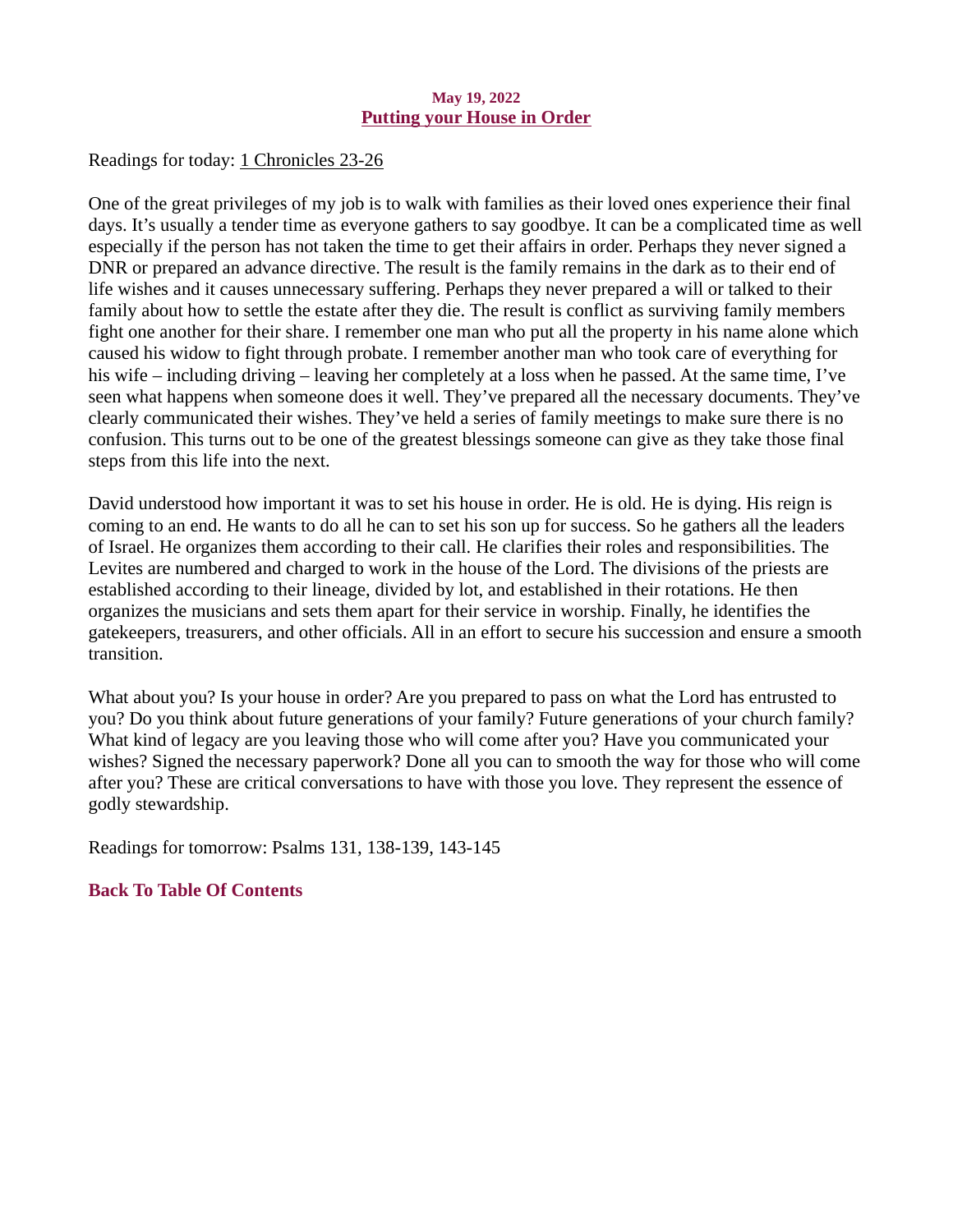**May 19, 2022**

## Putting your House in Order

Readings for today: 1 Chronicles 23-26

One of the great privileges of my job is to walk with families as their loved ones experience their final days. It's usually a tender time as everyone gathers to say goodbye. It can be a complicated time as well especially if the person has not taken the time to get their affairs in order. Perhaps they never signed a DNR or prepared an advance directive. The result is the family remains in the dark as to their end of life wishes and it causes unnecessary suffering. Perhaps they never prepared a will or talked to their family about how to settle the estate after they die. The result is conflict as surviving family members fight one another for their share. I remember one man who put all the property in his name alone which caused his widow to fight through probate. I remember another man who took care of everything for his wife – including driving – leaving her completely at a loss when he passed. At the same time, I've seen what happens when someone does it well. They've prepared all the necessary documents. They've clearly communicated their wishes. They've held a series of family meetings to make sure there is no confusion. This turns out to be one of the greatest blessings someone can give as they take those final steps from this life into the next.

David understood how important it was to set his house in order. He is old. He is dying. His reign is coming to an end. He wants to do all he can to set his son up for success. So he gathers all the leaders of Israel. He organizes them according to their call. He clarifies their roles and responsibilities. The Levites are numbered and charged to work in the house of the Lord. The divisions of the priests are established according to their lineage, divided by lot, and established in their rotations. He then organizes the musicians and sets them apart for their service in worship. Finally, he identifies the gatekeepers, treasurers, and other officials. All in an effort to secure his succession and ensure a smooth transition.

What about you? Is your house in order? Are you prepared to pass on what the Lord has entrusted to you? Do you think about future generations of your family? Future generations of your church family? What kind of legacy are you leaving those who will come after you? Have you communicated your wishes? Signed the necessary paperwork? Done all you can to smooth the way for those who will come after you? These are critical conversations to have with those you love. They represent the essence of godly stewardship.

Readings for tomorrow: Psalms 131, 138-139, 143-145

**Back To Table Of Contents**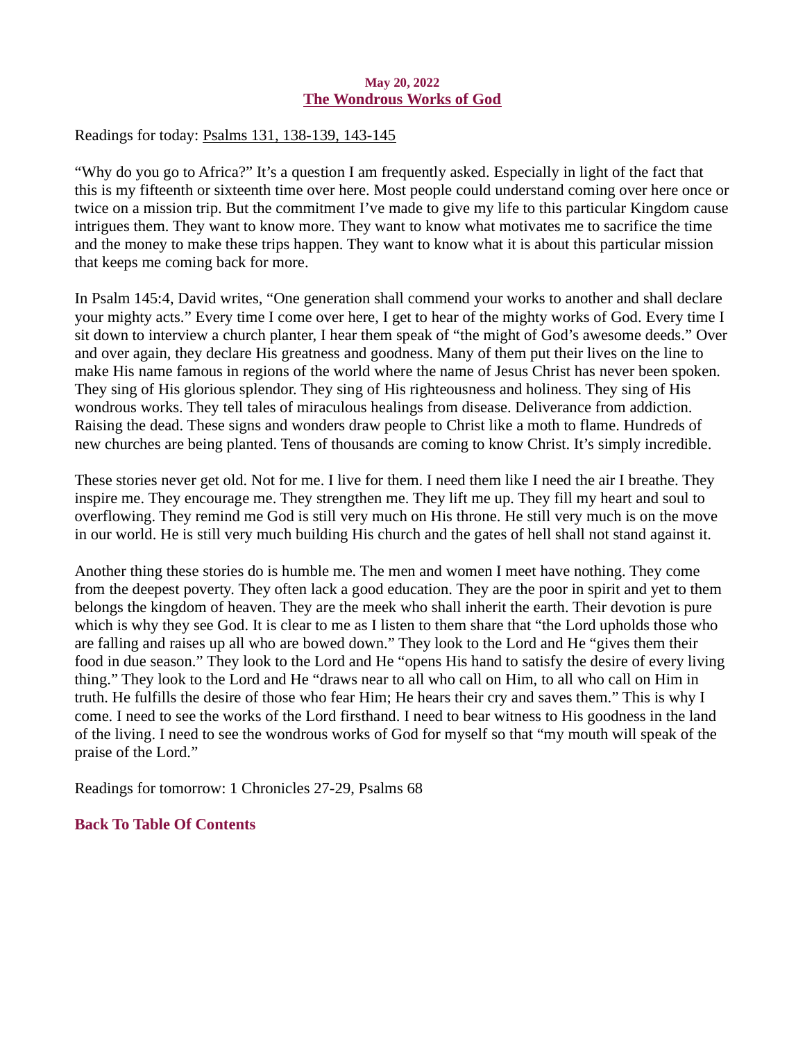**May 20, 2022**

## The Wondrous Works of God

Readings for today: Psalms 131, 138-139, 143-145

"Why do you go to Africa?" It's a question I am frequently asked. Especially in light of the fact that this is my fifteenth or sixteenth time over here. Most people could understand coming over here once or twice on a mission trip. But the commitment I've made to give my life to this particular Kingdom cause intrigues them. They want to know more. They want to know what motivates me to sacrifice the time and the money to make these trips happen. They want to know what it is about this particular mission that keeps me coming back for more.

In Psalm 145:4, David writes, "One generation shall commend your works to another and shall declare your mighty acts." Every time I come over here, I get to hear of the mighty works of God. Every time I sit down to interview a church planter, I hear them speak of "the might of God's awesome deeds." Over and over again, they declare His greatness and goodness. Many of them put their lives on the line to make His name famous in regions of the world where the name of Jesus Christ has never been spoken. They sing of His glorious splendor. They sing of His righteousness and holiness. They sing of His wondrous works. They tell tales of miraculous healings from disease. Deliverance from addiction. Raising the dead. These signs and wonders draw people to Christ like a moth to flame. Hundreds of new churches are being planted. Tens of thousands are coming to know Christ. It's simply incredible.

These stories never get old. Not for me. I live for them. I need them like I need the air I breathe. They inspire me. They encourage me. They strengthen me. They lift me up. They fill my heart and soul to overflowing. They remind me God is still very much on His throne. He still very much is on the move in our world. He is still very much building His church and the gates of hell shall not stand against it.

Another thing these stories do is humble me. The men and women I meet have nothing. They come from the deepest poverty. They often lack a good education. They are the poor in spirit and yet to them belongs the kingdom of heaven. They are the meek who shall inherit the earth. Their devotion is pure which is why they see God. It is clear to me as I listen to them share that "the Lord upholds those who are falling and raises up all who are bowed down." They look to the Lord and He "gives them their food in due season." They look to the Lord and He "opens His hand to satisfy the desire of every living thing." They look to the Lord and He "draws near to all who call on Him, to all who call on Him in truth. He fulfills the desire of those who fear Him; He hears their cry and saves them." This is why I come. I need to see the works of the Lord firsthand. I need to bear witness to His goodness in the land of the living. I need to see the wondrous works of God for myself so that "my mouth will speak of the praise of the Lord."

Readings for tomorrow: 1 Chronicles 27-29, Psalms 68

**Back To Table Of Contents**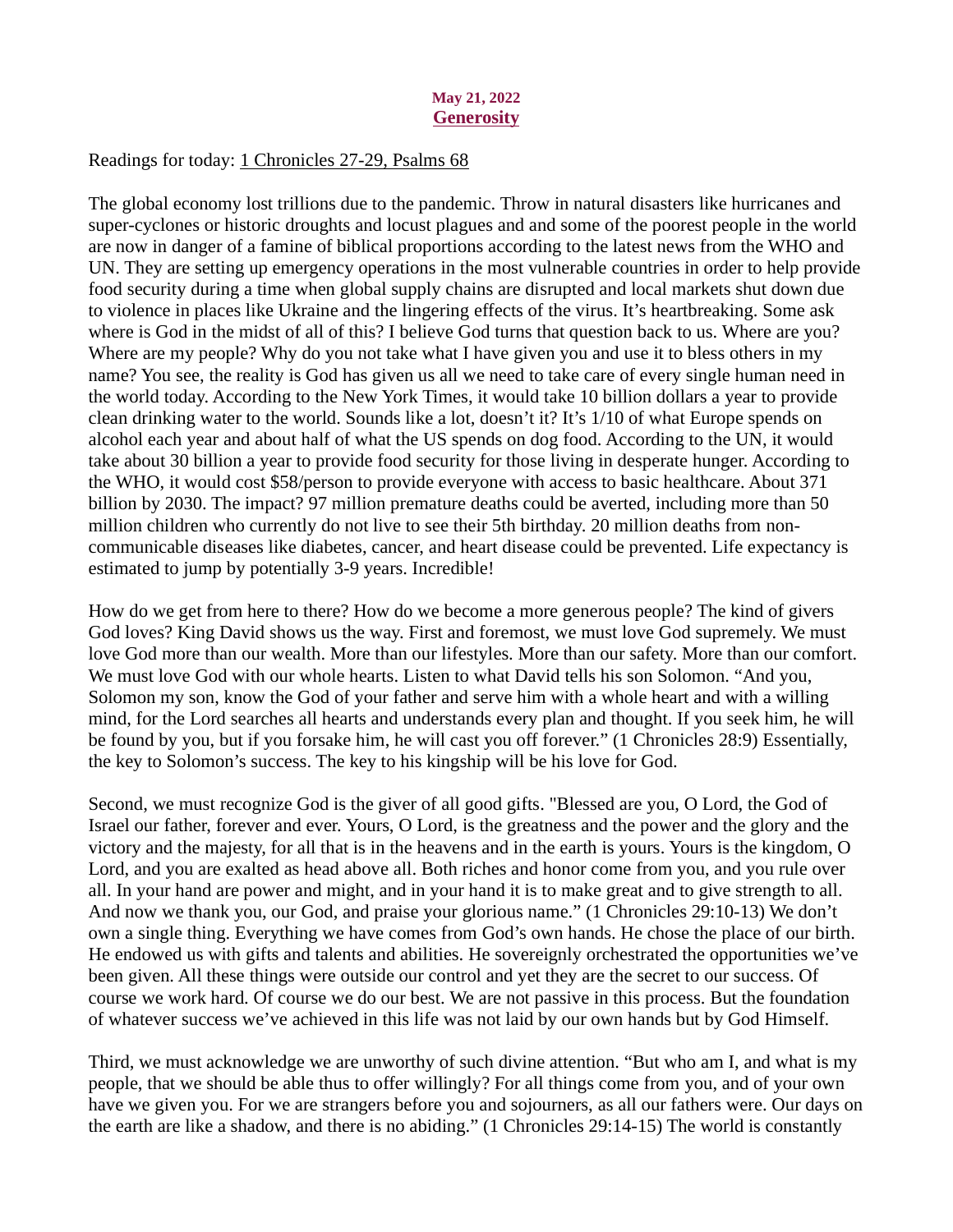May 21, 2022

## Generosity

Readings for today: 1 Chronicles 27-29, Psalms 68

The global economy lost trillions due to the pandemic. Throw in natural disasters like hurricanes and super-cyclones or historic droughts and locust plagues and and some of the poorest people in the world are now in danger of a famine of biblical proportions according to the latest news from the WHO and UN. They are setting up emergency operations in the most vulnerable countries in order to help provide food security during a time when global supply chains are disrupted and local markets shut down due to violence in places like Ukraine and the lingering effects of the virus. It's heartbreaking. Some ask where is God in the midst of all of this? I believe God turns that question back to us. Where are you? Where are my people? Why do you not take what I have given you and use it to bless others in my name? You see, the reality is God has given us all we need to take care of every single human need in the world today. According to the New York Times, it would take 10 billion dollars a year to provide clean drinking water to the world. Sounds like a lot, doesn't it? It's 1/10 of what Europe spends on alcohol each year and about half of what the US spends on dog food. According to the UN, it would take about 30 billion a year to provide food security for those living in desperate hunger. According to the WHO, it would cost $58/person to provide everyone with access to basic healthcare. About 371 billion by 2030. The impact? 97 million premature deaths could be averted, including more than 50 million children who currently do not live to see their 5th birthday. 20 million deaths from non-communicable diseases like diabetes, cancer, and heart disease could be prevented. Life expectancy is estimated to jump by potentially 3-9 years. Incredible!

How do we get from here to there? How do we become a more generous people? The kind of givers God loves? King David shows us the way. First and foremost, we must love God supremely. We must love God more than our wealth. More than our lifestyles. More than our safety. More than our comfort. We must love God with our whole hearts. Listen to what David tells his son Solomon. "And you, Solomon my son, know the God of your father and serve him with a whole heart and with a willing mind, for the Lord searches all hearts and understands every plan and thought. If you seek him, he will be found by you, but if you forsake him, he will cast you off forever." (1 Chronicles 28:9) Essentially, the key to Solomon's success. The key to his kingship will be his love for God.

Second, we must recognize God is the giver of all good gifts. "Blessed are you, O Lord, the God of Israel our father, forever and ever. Yours, O Lord, is the greatness and the power and the glory and the victory and the majesty, for all that is in the heavens and in the earth is yours. Yours is the kingdom, O Lord, and you are exalted as head above all. Both riches and honor come from you, and you rule over all. In your hand are power and might, and in your hand it is to make great and to give strength to all. And now we thank you, our God, and praise your glorious name." (1 Chronicles 29:10-13) We don't own a single thing. Everything we have comes from God's own hands. He chose the place of our birth. He endowed us with gifts and talents and abilities. He sovereignly orchestrated the opportunities we've been given. All these things were outside our control and yet they are the secret to our success. Of course we work hard. Of course we do our best. We are not passive in this process. But the foundation of whatever success we've achieved in this life was not laid by our own hands but by God Himself.

Third, we must acknowledge we are unworthy of such divine attention. "But who am I, and what is my people, that we should be able thus to offer willingly? For all things come from you, and of your own have we given you. For we are strangers before you and sojourners, as all our fathers were. Our days on the earth are like a shadow, and there is no abiding." (1 Chronicles 29:14-15) The world is constantly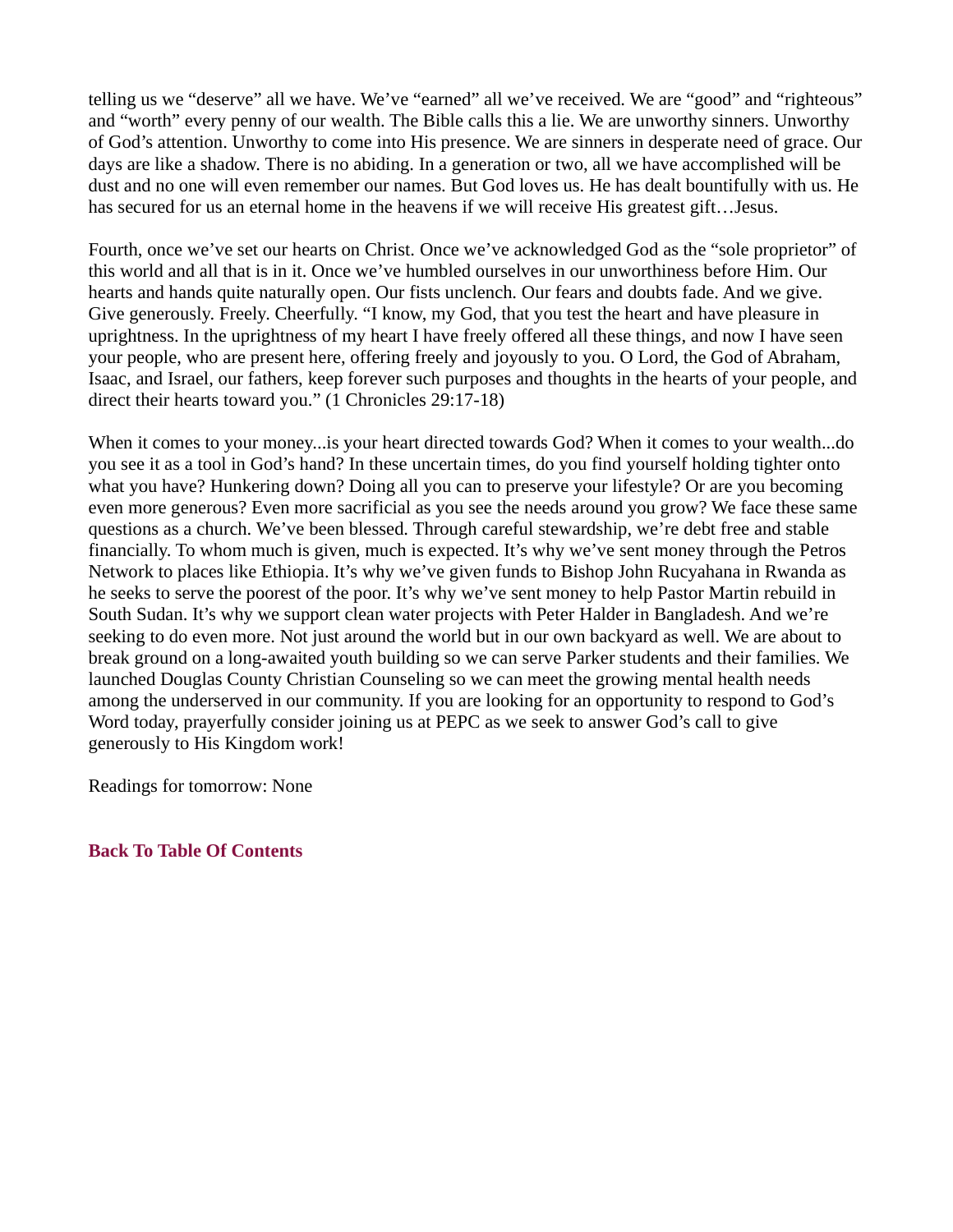telling us we "deserve" all we have. We've "earned" all we've received. We are "good" and "righteous" and "worth" every penny of our wealth. The Bible calls this a lie. We are unworthy sinners. Unworthy of God's attention. Unworthy to come into His presence. We are sinners in desperate need of grace. Our days are like a shadow. There is no abiding. In a generation or two, all we have accomplished will be dust and no one will even remember our names. But God loves us. He has dealt bountifully with us. He has secured for us an eternal home in the heavens if we will receive His greatest gift…Jesus.

Fourth, once we've set our hearts on Christ. Once we've acknowledged God as the "sole proprietor" of this world and all that is in it. Once we've humbled ourselves in our unworthiness before Him. Our hearts and hands quite naturally open. Our fists unclench. Our fears and doubts fade. And we give. Give generously. Freely. Cheerfully. "I know, my God, that you test the heart and have pleasure in uprightness. In the uprightness of my heart I have freely offered all these things, and now I have seen your people, who are present here, offering freely and joyously to you. O Lord, the God of Abraham, Isaac, and Israel, our fathers, keep forever such purposes and thoughts in the hearts of your people, and direct their hearts toward you." (1 Chronicles 29:17-18)

When it comes to your money...is your heart directed towards God? When it comes to your wealth...do you see it as a tool in God's hand? In these uncertain times, do you find yourself holding tighter onto what you have? Hunkering down? Doing all you can to preserve your lifestyle? Or are you becoming even more generous? Even more sacrificial as you see the needs around you grow? We face these same questions as a church. We've been blessed. Through careful stewardship, we're debt free and stable financially. To whom much is given, much is expected. It's why we've sent money through the Petros Network to places like Ethiopia. It's why we've given funds to Bishop John Rucyahana in Rwanda as he seeks to serve the poorest of the poor. It's why we've sent money to help Pastor Martin rebuild in South Sudan. It's why we support clean water projects with Peter Halder in Bangladesh. And we're seeking to do even more. Not just around the world but in our own backyard as well. We are about to break ground on a long-awaited youth building so we can serve Parker students and their families. We launched Douglas County Christian Counseling so we can meet the growing mental health needs among the underserved in our community. If you are looking for an opportunity to respond to God's Word today, prayerfully consider joining us at PEPC as we seek to answer God's call to give generously to His Kingdom work!

Readings for tomorrow: None

**Back To Table Of Contents**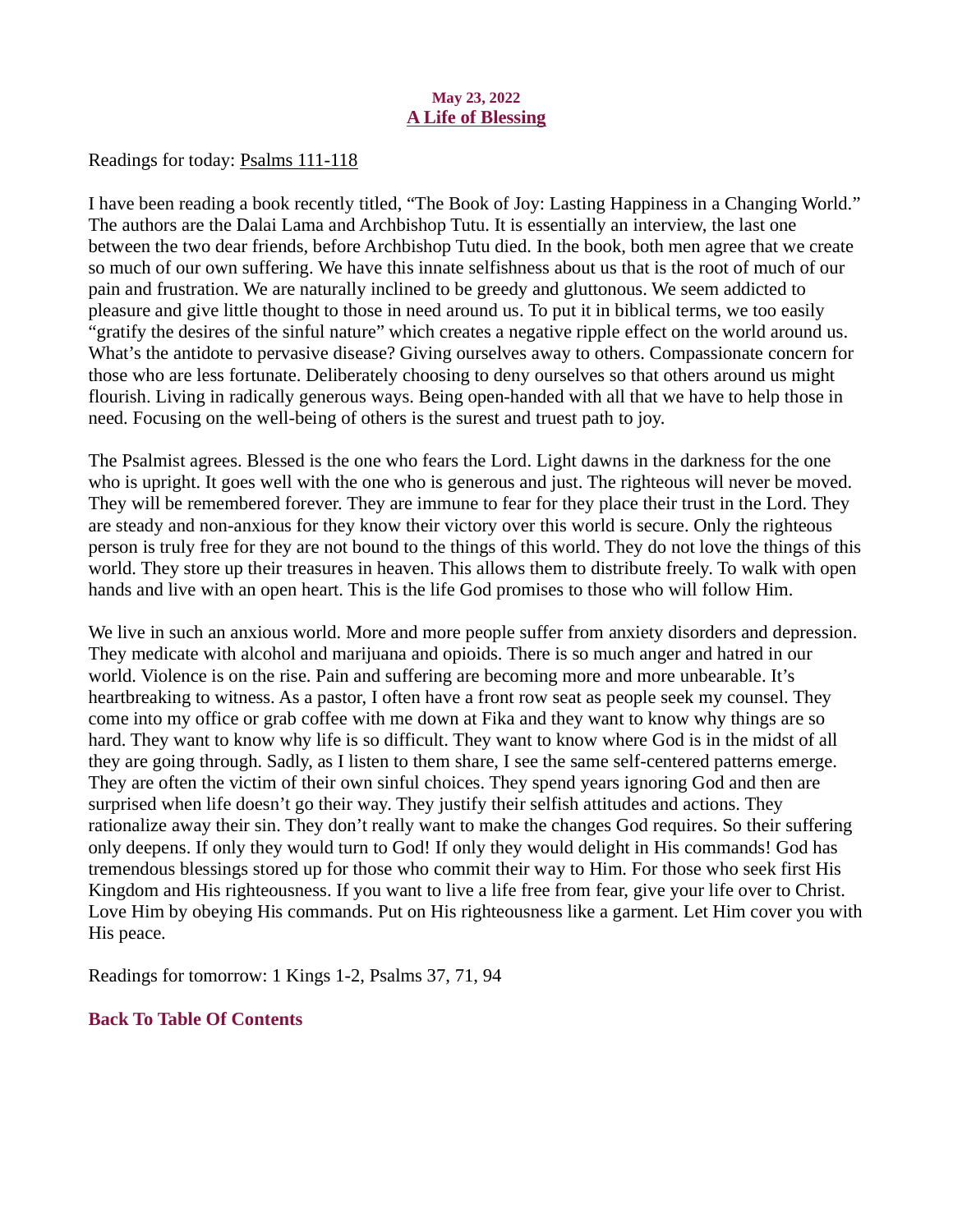**May 23, 2022**

## A Life of Blessing

Readings for today: Psalms 111-118

I have been reading a book recently titled, "The Book of Joy: Lasting Happiness in a Changing World." The authors are the Dalai Lama and Archbishop Tutu. It is essentially an interview, the last one between the two dear friends, before Archbishop Tutu died. In the book, both men agree that we create so much of our own suffering. We have this innate selfishness about us that is the root of much of our pain and frustration. We are naturally inclined to be greedy and gluttonous. We seem addicted to pleasure and give little thought to those in need around us. To put it in biblical terms, we too easily "gratify the desires of the sinful nature" which creates a negative ripple effect on the world around us. What's the antidote to pervasive disease? Giving ourselves away to others. Compassionate concern for those who are less fortunate. Deliberately choosing to deny ourselves so that others around us might flourish. Living in radically generous ways. Being open-handed with all that we have to help those in need. Focusing on the well-being of others is the surest and truest path to joy.

The Psalmist agrees. Blessed is the one who fears the Lord. Light dawns in the darkness for the one who is upright. It goes well with the one who is generous and just. The righteous will never be moved. They will be remembered forever. They are immune to fear for they place their trust in the Lord. They are steady and non-anxious for they know their victory over this world is secure. Only the righteous person is truly free for they are not bound to the things of this world. They do not love the things of this world. They store up their treasures in heaven. This allows them to distribute freely. To walk with open hands and live with an open heart. This is the life God promises to those who will follow Him.

We live in such an anxious world. More and more people suffer from anxiety disorders and depression. They medicate with alcohol and marijuana and opioids. There is so much anger and hatred in our world. Violence is on the rise. Pain and suffering are becoming more and more unbearable. It's heartbreaking to witness. As a pastor, I often have a front row seat as people seek my counsel. They come into my office or grab coffee with me down at Fika and they want to know why things are so hard. They want to know why life is so difficult. They want to know where God is in the midst of all they are going through. Sadly, as I listen to them share, I see the same self-centered patterns emerge. They are often the victim of their own sinful choices. They spend years ignoring God and then are surprised when life doesn't go their way. They justify their selfish attitudes and actions. They rationalize away their sin. They don't really want to make the changes God requires. So their suffering only deepens. If only they would turn to God! If only they would delight in His commands! God has tremendous blessings stored up for those who commit their way to Him. For those who seek first His Kingdom and His righteousness. If you want to live a life free from fear, give your life over to Christ. Love Him by obeying His commands. Put on His righteousness like a garment. Let Him cover you with His peace.

Readings for tomorrow: 1 Kings 1-2, Psalms 37, 71, 94

**Back To Table Of Contents**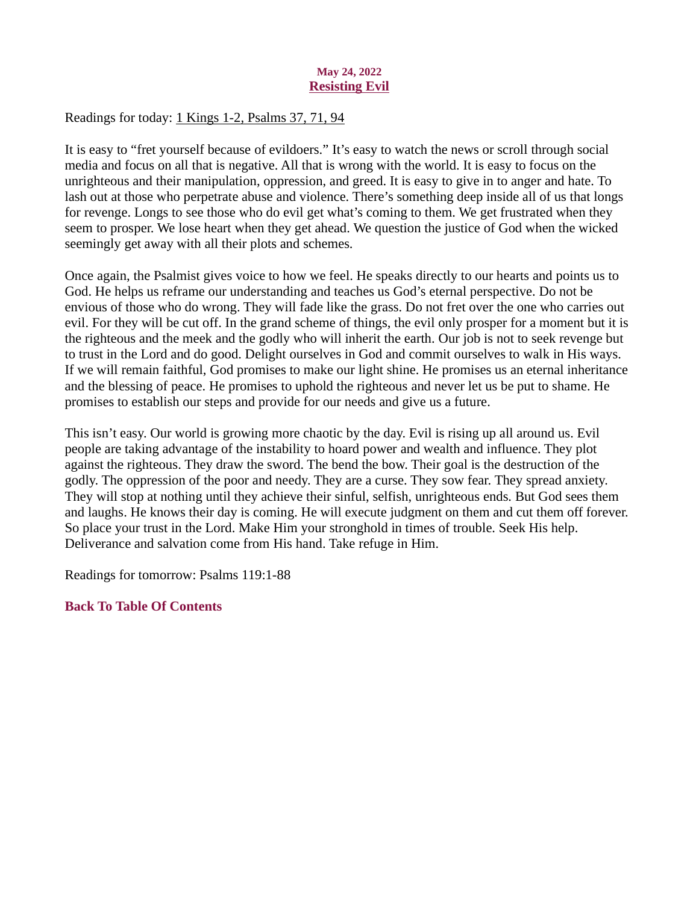**May 24, 2022**

## Resisting Evil

Readings for today: 1 Kings 1-2, Psalms 37, 71, 94

It is easy to "fret yourself because of evildoers." It's easy to watch the news or scroll through social media and focus on all that is negative. All that is wrong with the world. It is easy to focus on the unrighteous and their manipulation, oppression, and greed. It is easy to give in to anger and hate. To lash out at those who perpetrate abuse and violence. There's something deep inside all of us that longs for revenge. Longs to see those who do evil get what's coming to them. We get frustrated when they seem to prosper. We lose heart when they get ahead. We question the justice of God when the wicked seemingly get away with all their plots and schemes.

Once again, the Psalmist gives voice to how we feel. He speaks directly to our hearts and points us to God. He helps us reframe our understanding and teaches us God's eternal perspective. Do not be envious of those who do wrong. They will fade like the grass. Do not fret over the one who carries out evil. For they will be cut off. In the grand scheme of things, the evil only prosper for a moment but it is the righteous and the meek and the godly who will inherit the earth. Our job is not to seek revenge but to trust in the Lord and do good. Delight ourselves in God and commit ourselves to walk in His ways. If we will remain faithful, God promises to make our light shine. He promises us an eternal inheritance and the blessing of peace. He promises to uphold the righteous and never let us be put to shame. He promises to establish our steps and provide for our needs and give us a future.

This isn't easy. Our world is growing more chaotic by the day. Evil is rising up all around us. Evil people are taking advantage of the instability to hoard power and wealth and influence. They plot against the righteous. They draw the sword. The bend the bow. Their goal is the destruction of the godly. The oppression of the poor and needy. They are a curse. They sow fear. They spread anxiety. They will stop at nothing until they achieve their sinful, selfish, unrighteous ends. But God sees them and laughs. He knows their day is coming. He will execute judgment on them and cut them off forever. So place your trust in the Lord. Make Him your stronghold in times of trouble. Seek His help. Deliverance and salvation come from His hand. Take refuge in Him.

Readings for tomorrow: Psalms 119:1-88

**Back To Table Of Contents**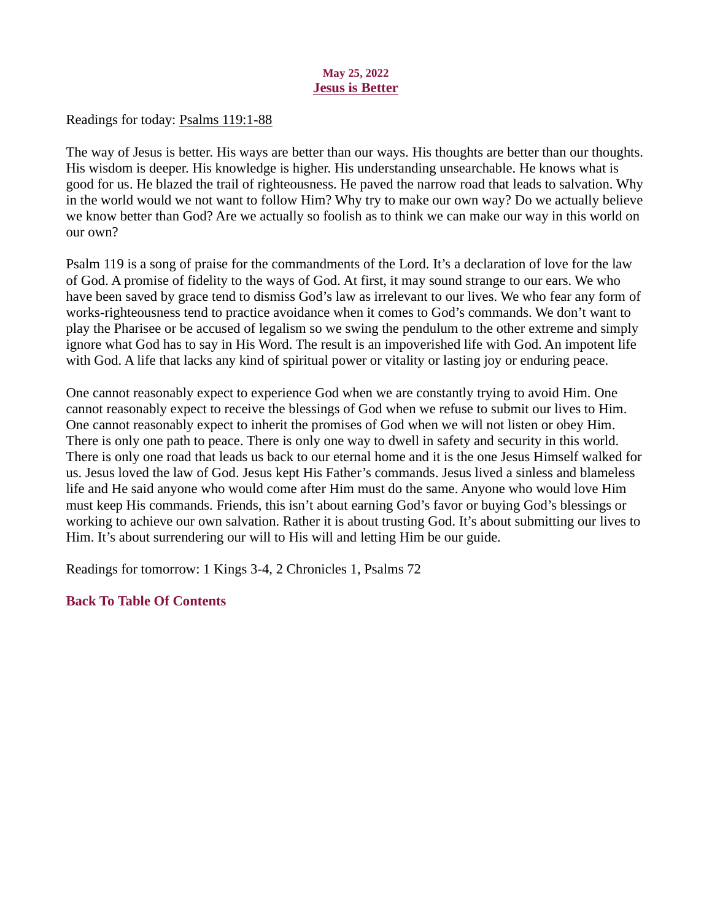**May 25, 2022**

## Jesus is Better

Readings for today: Psalms 119:1-88

The way of Jesus is better. His ways are better than our ways. His thoughts are better than our thoughts. His wisdom is deeper. His knowledge is higher. His understanding unsearchable. He knows what is good for us. He blazed the trail of righteousness. He paved the narrow road that leads to salvation. Why in the world would we not want to follow Him? Why try to make our own way? Do we actually believe we know better than God? Are we actually so foolish as to think we can make our way in this world on our own?

Psalm 119 is a song of praise for the commandments of the Lord. It's a declaration of love for the law of God. A promise of fidelity to the ways of God. At first, it may sound strange to our ears. We who have been saved by grace tend to dismiss God's law as irrelevant to our lives. We who fear any form of works-righteousness tend to practice avoidance when it comes to God's commands. We don't want to play the Pharisee or be accused of legalism so we swing the pendulum to the other extreme and simply ignore what God has to say in His Word. The result is an impoverished life with God. An impotent life with God. A life that lacks any kind of spiritual power or vitality or lasting joy or enduring peace.

One cannot reasonably expect to experience God when we are constantly trying to avoid Him. One cannot reasonably expect to receive the blessings of God when we refuse to submit our lives to Him. One cannot reasonably expect to inherit the promises of God when we will not listen or obey Him. There is only one path to peace. There is only one way to dwell in safety and security in this world. There is only one road that leads us back to our eternal home and it is the one Jesus Himself walked for us. Jesus loved the law of God. Jesus kept His Father's commands. Jesus lived a sinless and blameless life and He said anyone who would come after Him must do the same. Anyone who would love Him must keep His commands. Friends, this isn't about earning God's favor or buying God's blessings or working to achieve our own salvation. Rather it is about trusting God. It's about submitting our lives to Him. It's about surrendering our will to His will and letting Him be our guide.

Readings for tomorrow: 1 Kings 3-4, 2 Chronicles 1, Psalms 72

**Back To Table Of Contents**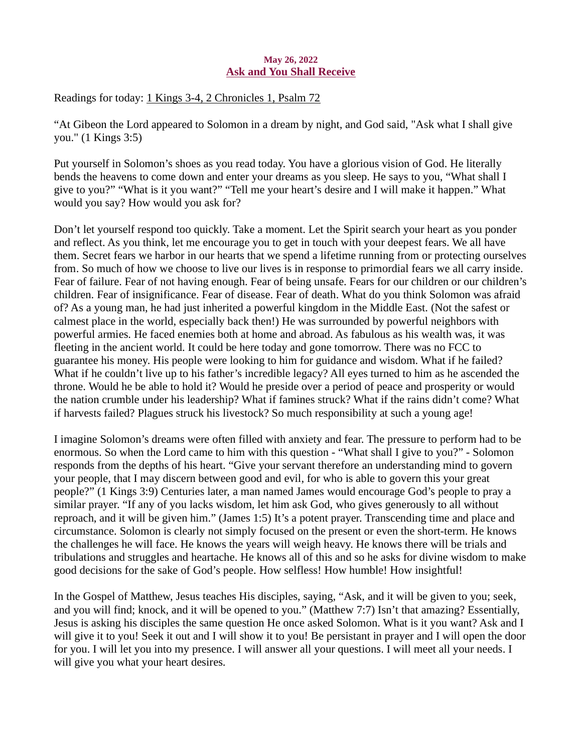**May 26, 2022**

## Ask and You Shall Receive

Readings for today: 1 Kings 3-4, 2 Chronicles 1, Psalm 72

“At Gibeon the Lord appeared to Solomon in a dream by night, and God said, "Ask what I shall give you." (1 Kings 3:5)

Put yourself in Solomon’s shoes as you read today. You have a glorious vision of God. He literally bends the heavens to come down and enter your dreams as you sleep. He says to you, “What shall I give to you?” “What is it you want?” “Tell me your heart’s desire and I will make it happen.” What would you say? How would you ask for?

Don’t let yourself respond too quickly. Take a moment. Let the Spirit search your heart as you ponder and reflect. As you think, let me encourage you to get in touch with your deepest fears. We all have them. Secret fears we harbor in our hearts that we spend a lifetime running from or protecting ourselves from. So much of how we choose to live our lives is in response to primordial fears we all carry inside. Fear of failure. Fear of not having enough. Fear of being unsafe. Fears for our children or our children’s children. Fear of insignificance. Fear of disease. Fear of death. What do you think Solomon was afraid of? As a young man, he had just inherited a powerful kingdom in the Middle East. (Not the safest or calmest place in the world, especially back then!) He was surrounded by powerful neighbors with powerful armies. He faced enemies both at home and abroad. As fabulous as his wealth was, it was fleeting in the ancient world. It could be here today and gone tomorrow. There was no FCC to guarantee his money. His people were looking to him for guidance and wisdom. What if he failed? What if he couldn’t live up to his father’s incredible legacy? All eyes turned to him as he ascended the throne. Would he be able to hold it? Would he preside over a period of peace and prosperity or would the nation crumble under his leadership? What if famines struck? What if the rains didn’t come? What if harvests failed? Plagues struck his livestock? So much responsibility at such a young age!

I imagine Solomon’s dreams were often filled with anxiety and fear. The pressure to perform had to be enormous. So when the Lord came to him with this question - “What shall I give to you?” - Solomon responds from the depths of his heart. “Give your servant therefore an understanding mind to govern your people, that I may discern between good and evil, for who is able to govern this your great people?” (1 Kings 3:9) Centuries later, a man named James would encourage God’s people to pray a similar prayer. “If any of you lacks wisdom, let him ask God, who gives generously to all without reproach, and it will be given him.” (James 1:5) It’s a potent prayer. Transcending time and place and circumstance. Solomon is clearly not simply focused on the present or even the short-term. He knows the challenges he will face. He knows the years will weigh heavy. He knows there will be trials and tribulations and struggles and heartache. He knows all of this and so he asks for divine wisdom to make good decisions for the sake of God’s people. How selfless! How humble! How insightful!

In the Gospel of Matthew, Jesus teaches His disciples, saying, “Ask, and it will be given to you; seek, and you will find; knock, and it will be opened to you.” (Matthew 7:7) Isn’t that amazing? Essentially, Jesus is asking his disciples the same question He once asked Solomon. What is it you want? Ask and I will give it to you! Seek it out and I will show it to you! Be persistant in prayer and I will open the door for you. I will let you into my presence. I will answer all your questions. I will meet all your needs. I will give you what your heart desires.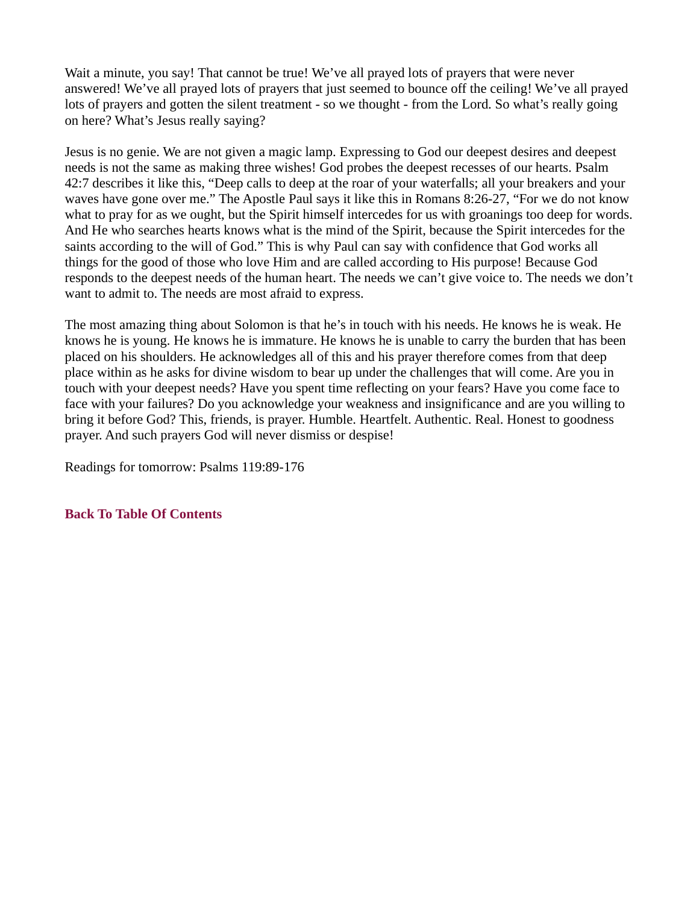Wait a minute, you say! That cannot be true! We've all prayed lots of prayers that were never answered! We've all prayed lots of prayers that just seemed to bounce off the ceiling! We've all prayed lots of prayers and gotten the silent treatment - so we thought - from the Lord. So what's really going on here? What's Jesus really saying?

Jesus is no genie. We are not given a magic lamp. Expressing to God our deepest desires and deepest needs is not the same as making three wishes! God probes the deepest recesses of our hearts. Psalm 42:7 describes it like this, "Deep calls to deep at the roar of your waterfalls; all your breakers and your waves have gone over me." The Apostle Paul says it like this in Romans 8:26-27, "For we do not know what to pray for as we ought, but the Spirit himself intercedes for us with groanings too deep for words. And He who searches hearts knows what is the mind of the Spirit, because the Spirit intercedes for the saints according to the will of God." This is why Paul can say with confidence that God works all things for the good of those who love Him and are called according to His purpose! Because God responds to the deepest needs of the human heart. The needs we can't give voice to. The needs we don't want to admit to. The needs are most afraid to express.

The most amazing thing about Solomon is that he's in touch with his needs. He knows he is weak. He knows he is young. He knows he is immature. He knows he is unable to carry the burden that has been placed on his shoulders. He acknowledges all of this and his prayer therefore comes from that deep place within as he asks for divine wisdom to bear up under the challenges that will come. Are you in touch with your deepest needs? Have you spent time reflecting on your fears? Have you come face to face with your failures? Do you acknowledge your weakness and insignificance and are you willing to bring it before God? This, friends, is prayer. Humble. Heartfelt. Authentic. Real. Honest to goodness prayer. And such prayers God will never dismiss or despise!

Readings for tomorrow: Psalms 119:89-176

**Back To Table Of Contents**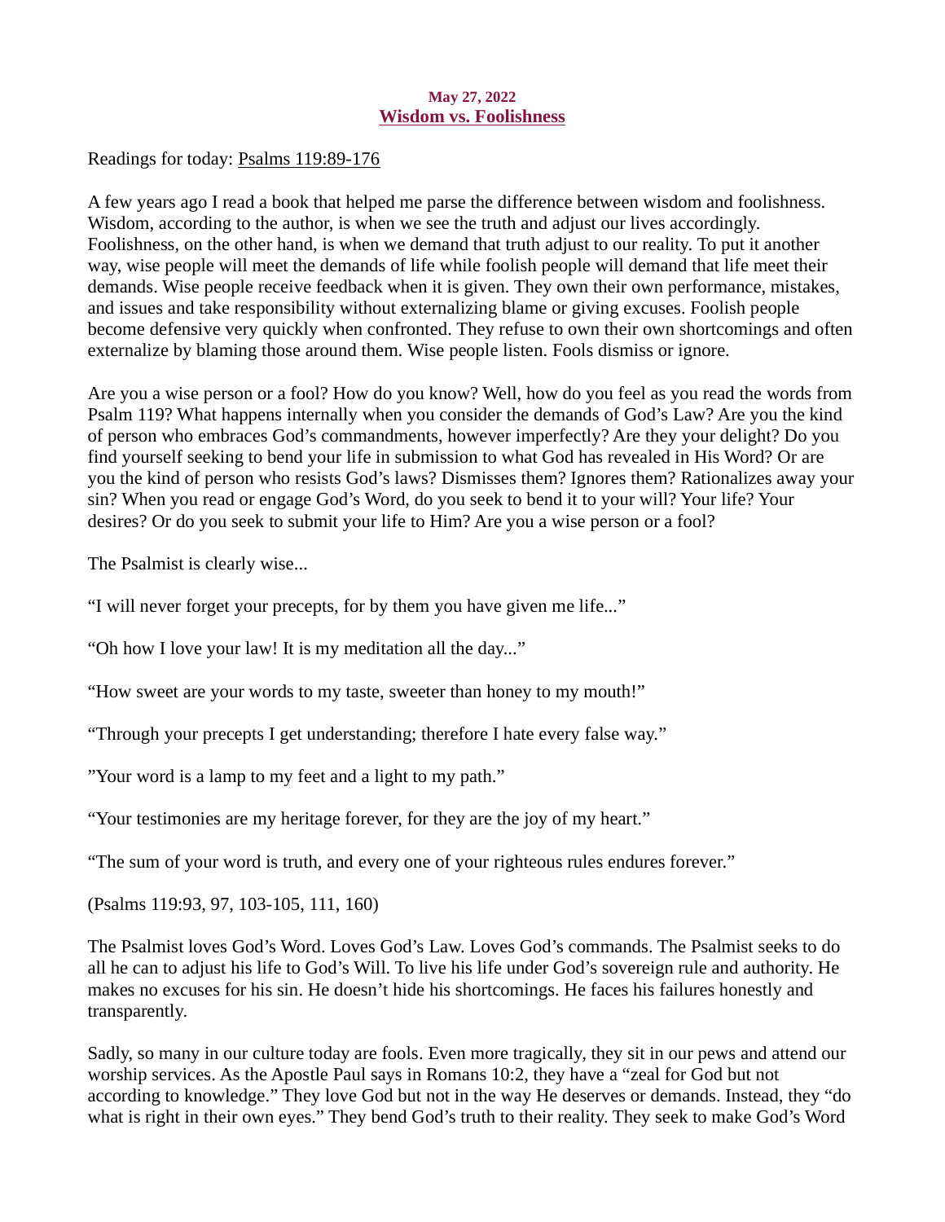May 27, 2022

## Wisdom vs. Foolishness

Readings for today: Psalms 119:89-176

A few years ago I read a book that helped me parse the difference between wisdom and foolishness. Wisdom, according to the author, is when we see the truth and adjust our lives accordingly. Foolishness, on the other hand, is when we demand that truth adjust to our reality. To put it another way, wise people will meet the demands of life while foolish people will demand that life meet their demands. Wise people receive feedback when it is given. They own their own performance, mistakes, and issues and take responsibility without externalizing blame or giving excuses. Foolish people become defensive very quickly when confronted. They refuse to own their own shortcomings and often externalize by blaming those around them. Wise people listen. Fools dismiss or ignore.

Are you a wise person or a fool? How do you know? Well, how do you feel as you read the words from Psalm 119? What happens internally when you consider the demands of God's Law? Are you the kind of person who embraces God's commandments, however imperfectly? Are they your delight? Do you find yourself seeking to bend your life in submission to what God has revealed in His Word? Or are you the kind of person who resists God's laws? Dismisses them? Ignores them? Rationalizes away your sin? When you read or engage God's Word, do you seek to bend it to your will? Your life? Your desires? Or do you seek to submit your life to Him? Are you a wise person or a fool?

The Psalmist is clearly wise...

"I will never forget your precepts, for by them you have given me life..."

"Oh how I love your law! It is my meditation all the day..."

"How sweet are your words to my taste, sweeter than honey to my mouth!"

"Through your precepts I get understanding; therefore I hate every false way."

"Your word is a lamp to my feet and a light to my path."

"Your testimonies are my heritage forever, for they are the joy of my heart."

"The sum of your word is truth, and every one of your righteous rules endures forever."

(Psalms 119:93, 97, 103-105, 111, 160)

The Psalmist loves God's Word. Loves God's Law. Loves God's commands. The Psalmist seeks to do all he can to adjust his life to God's Will. To live his life under God's sovereign rule and authority. He makes no excuses for his sin. He doesn't hide his shortcomings. He faces his failures honestly and transparently.

Sadly, so many in our culture today are fools. Even more tragically, they sit in our pews and attend our worship services. As the Apostle Paul says in Romans 10:2, they have a "zeal for God but not according to knowledge." They love God but not in the way He deserves or demands. Instead, they "do what is right in their own eyes." They bend God's truth to their reality. They seek to make God's Word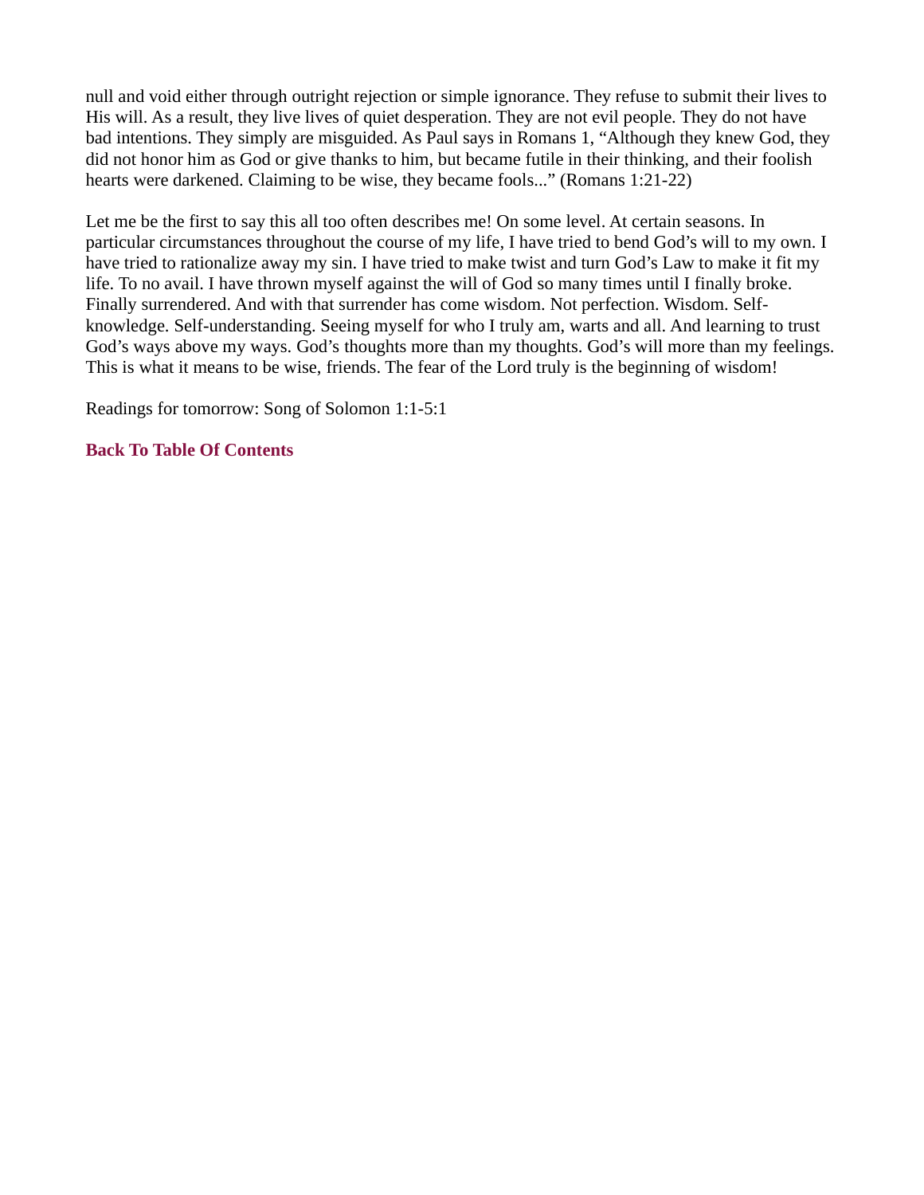null and void either through outright rejection or simple ignorance. They refuse to submit their lives to His will. As a result, they live lives of quiet desperation. They are not evil people. They do not have bad intentions. They simply are misguided. As Paul says in Romans 1, “Although they knew God, they did not honor him as God or give thanks to him, but became futile in their thinking, and their foolish hearts were darkened. Claiming to be wise, they became fools...” (Romans 1:21-22)

Let me be the first to say this all too often describes me! On some level. At certain seasons. In particular circumstances throughout the course of my life, I have tried to bend God’s will to my own. I have tried to rationalize away my sin. I have tried to make twist and turn God’s Law to make it fit my life. To no avail. I have thrown myself against the will of God so many times until I finally broke. Finally surrendered. And with that surrender has come wisdom. Not perfection. Wisdom. Self-knowledge. Self-understanding. Seeing myself for who I truly am, warts and all. And learning to trust God’s ways above my ways. God’s thoughts more than my thoughts. God’s will more than my feelings. This is what it means to be wise, friends. The fear of the Lord truly is the beginning of wisdom!

Readings for tomorrow: Song of Solomon 1:1-5:1

**Back To Table Of Contents**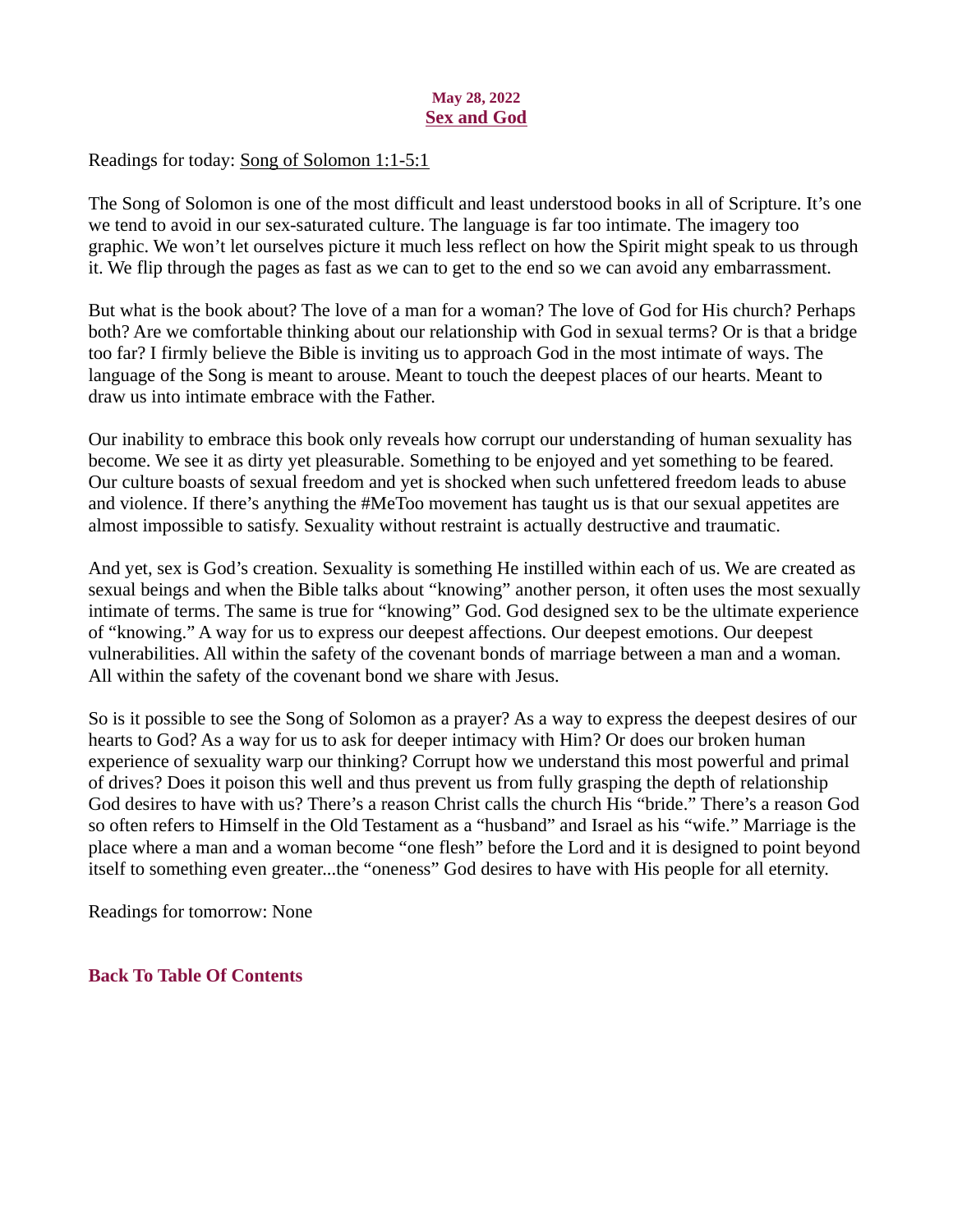**May 28, 2022**

## Sex and God

Readings for today: Song of Solomon 1:1-5:1

The Song of Solomon is one of the most difficult and least understood books in all of Scripture. It's one we tend to avoid in our sex-saturated culture. The language is far too intimate. The imagery too graphic. We won't let ourselves picture it much less reflect on how the Spirit might speak to us through it. We flip through the pages as fast as we can to get to the end so we can avoid any embarrassment.

But what is the book about? The love of a man for a woman? The love of God for His church? Perhaps both? Are we comfortable thinking about our relationship with God in sexual terms? Or is that a bridge too far? I firmly believe the Bible is inviting us to approach God in the most intimate of ways. The language of the Song is meant to arouse. Meant to touch the deepest places of our hearts. Meant to draw us into intimate embrace with the Father.

Our inability to embrace this book only reveals how corrupt our understanding of human sexuality has become. We see it as dirty yet pleasurable. Something to be enjoyed and yet something to be feared. Our culture boasts of sexual freedom and yet is shocked when such unfettered freedom leads to abuse and violence. If there's anything the #MeToo movement has taught us is that our sexual appetites are almost impossible to satisfy. Sexuality without restraint is actually destructive and traumatic.

And yet, sex is God's creation. Sexuality is something He instilled within each of us. We are created as sexual beings and when the Bible talks about "knowing" another person, it often uses the most sexually intimate of terms. The same is true for "knowing" God. God designed sex to be the ultimate experience of "knowing." A way for us to express our deepest affections. Our deepest emotions. Our deepest vulnerabilities. All within the safety of the covenant bonds of marriage between a man and a woman. All within the safety of the covenant bond we share with Jesus.

So is it possible to see the Song of Solomon as a prayer? As a way to express the deepest desires of our hearts to God? As a way for us to ask for deeper intimacy with Him? Or does our broken human experience of sexuality warp our thinking? Corrupt how we understand this most powerful and primal of drives? Does it poison this well and thus prevent us from fully grasping the depth of relationship God desires to have with us? There's a reason Christ calls the church His "bride." There's a reason God so often refers to Himself in the Old Testament as a "husband" and Israel as his "wife." Marriage is the place where a man and a woman become "one flesh" before the Lord and it is designed to point beyond itself to something even greater...the "oneness" God desires to have with His people for all eternity.

Readings for tomorrow: None

**Back To Table Of Contents**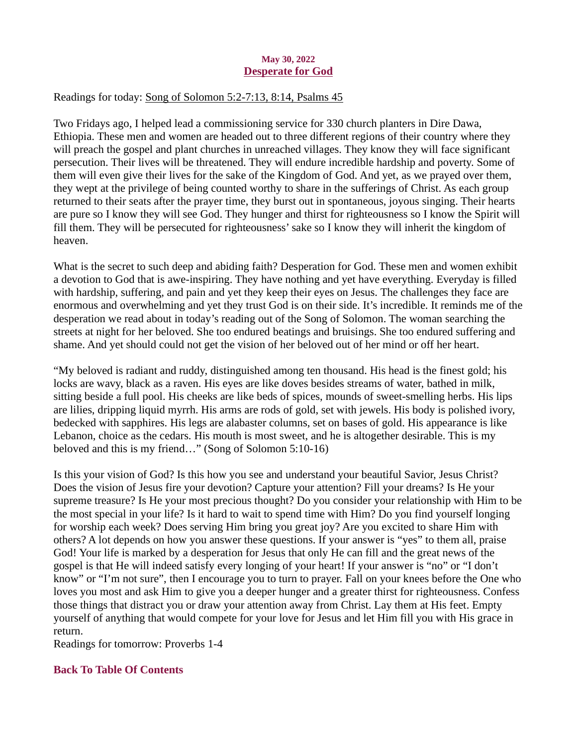**May 30, 2022**

## Desperate for God

Readings for today: Song of Solomon 5:2-7:13, 8:14, Psalms 45

Two Fridays ago, I helped lead a commissioning service for 330 church planters in Dire Dawa, Ethiopia. These men and women are headed out to three different regions of their country where they will preach the gospel and plant churches in unreached villages. They know they will face significant persecution. Their lives will be threatened. They will endure incredible hardship and poverty. Some of them will even give their lives for the sake of the Kingdom of God. And yet, as we prayed over them, they wept at the privilege of being counted worthy to share in the sufferings of Christ. As each group returned to their seats after the prayer time, they burst out in spontaneous, joyous singing. Their hearts are pure so I know they will see God. They hunger and thirst for righteousness so I know the Spirit will fill them. They will be persecuted for righteousness' sake so I know they will inherit the kingdom of heaven.

What is the secret to such deep and abiding faith? Desperation for God. These men and women exhibit a devotion to God that is awe-inspiring. They have nothing and yet have everything. Everyday is filled with hardship, suffering, and pain and yet they keep their eyes on Jesus. The challenges they face are enormous and overwhelming and yet they trust God is on their side. It's incredible. It reminds me of the desperation we read about in today's reading out of the Song of Solomon. The woman searching the streets at night for her beloved. She too endured beatings and bruisings. She too endured suffering and shame. And yet should could not get the vision of her beloved out of her mind or off her heart.

"My beloved is radiant and ruddy, distinguished among ten thousand. His head is the finest gold; his locks are wavy, black as a raven. His eyes are like doves besides streams of water, bathed in milk, sitting beside a full pool. His cheeks are like beds of spices, mounds of sweet-smelling herbs. His lips are lilies, dripping liquid myrrh. His arms are rods of gold, set with jewels. His body is polished ivory, bedecked with sapphires. His legs are alabaster columns, set on bases of gold. His appearance is like Lebanon, choice as the cedars. His mouth is most sweet, and he is altogether desirable. This is my beloved and this is my friend…" (Song of Solomon 5:10-16)

Is this your vision of God? Is this how you see and understand your beautiful Savior, Jesus Christ? Does the vision of Jesus fire your devotion? Capture your attention? Fill your dreams? Is He your supreme treasure? Is He your most precious thought? Do you consider your relationship with Him to be the most special in your life? Is it hard to wait to spend time with Him? Do you find yourself longing for worship each week? Does serving Him bring you great joy? Are you excited to share Him with others? A lot depends on how you answer these questions. If your answer is "yes" to them all, praise God! Your life is marked by a desperation for Jesus that only He can fill and the great news of the gospel is that He will indeed satisfy every longing of your heart! If your answer is "no" or "I don't know" or "I'm not sure", then I encourage you to turn to prayer. Fall on your knees before the One who loves you most and ask Him to give you a deeper hunger and a greater thirst for righteousness. Confess those things that distract you or draw your attention away from Christ. Lay them at His feet. Empty yourself of anything that would compete for your love for Jesus and let Him fill you with His grace in return.

Readings for tomorrow: Proverbs 1-4

**Back To Table Of Contents**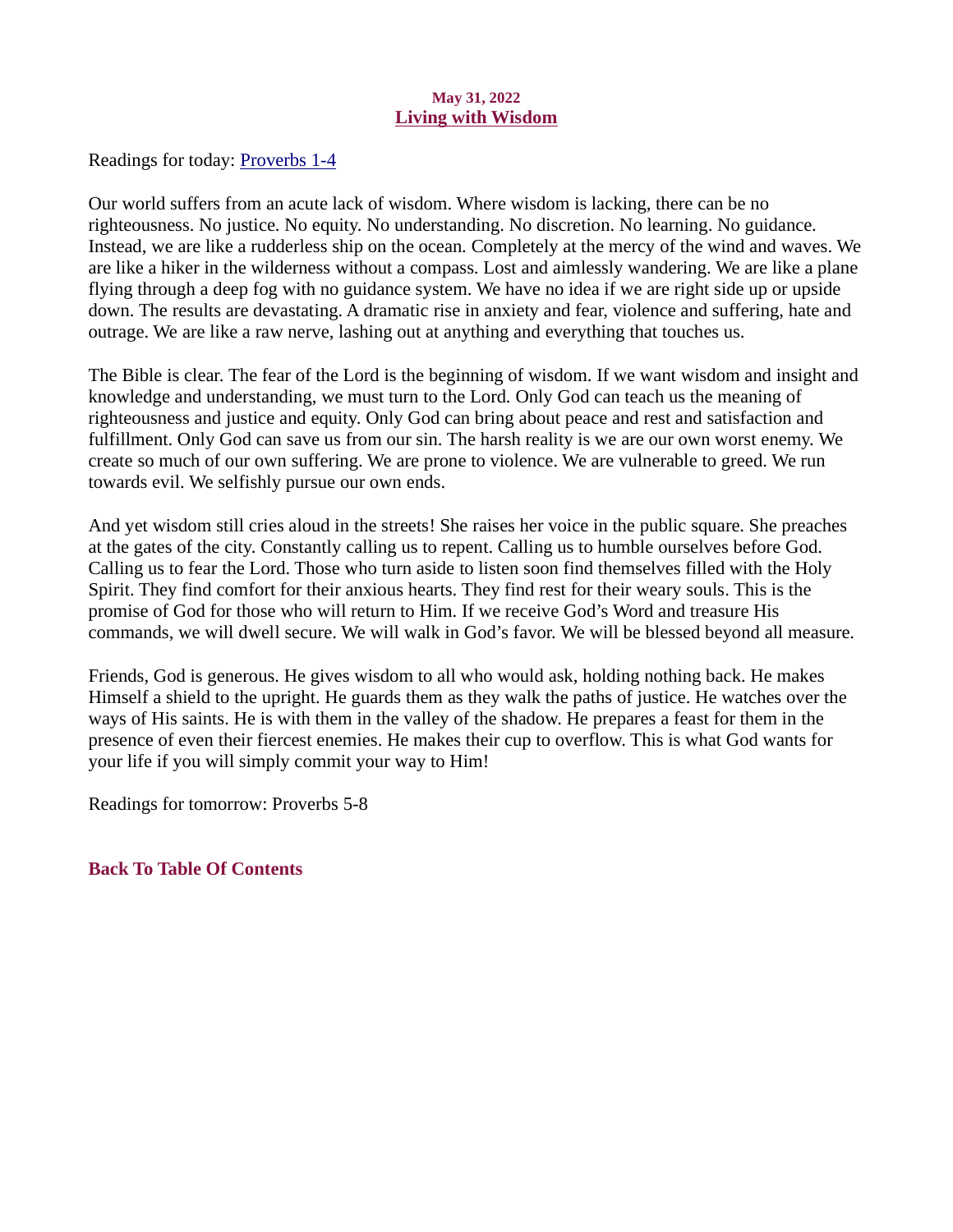**May 31, 2022**

## Living with Wisdom

Readings for today: Proverbs 1-4

Our world suffers from an acute lack of wisdom. Where wisdom is lacking, there can be no righteousness. No justice. No equity. No understanding. No discretion. No learning. No guidance. Instead, we are like a rudderless ship on the ocean. Completely at the mercy of the wind and waves. We are like a hiker in the wilderness without a compass. Lost and aimlessly wandering. We are like a plane flying through a deep fog with no guidance system. We have no idea if we are right side up or upside down. The results are devastating. A dramatic rise in anxiety and fear, violence and suffering, hate and outrage. We are like a raw nerve, lashing out at anything and everything that touches us.

The Bible is clear. The fear of the Lord is the beginning of wisdom. If we want wisdom and insight and knowledge and understanding, we must turn to the Lord. Only God can teach us the meaning of righteousness and justice and equity. Only God can bring about peace and rest and satisfaction and fulfillment. Only God can save us from our sin. The harsh reality is we are our own worst enemy. We create so much of our own suffering. We are prone to violence. We are vulnerable to greed. We run towards evil. We selfishly pursue our own ends.

And yet wisdom still cries aloud in the streets! She raises her voice in the public square. She preaches at the gates of the city. Constantly calling us to repent. Calling us to humble ourselves before God. Calling us to fear the Lord. Those who turn aside to listen soon find themselves filled with the Holy Spirit. They find comfort for their anxious hearts. They find rest for their weary souls. This is the promise of God for those who will return to Him. If we receive God's Word and treasure His commands, we will dwell secure. We will walk in God's favor. We will be blessed beyond all measure.

Friends, God is generous. He gives wisdom to all who would ask, holding nothing back. He makes Himself a shield to the upright. He guards them as they walk the paths of justice. He watches over the ways of His saints. He is with them in the valley of the shadow. He prepares a feast for them in the presence of even their fiercest enemies. He makes their cup to overflow. This is what God wants for your life if you will simply commit your way to Him!

Readings for tomorrow: Proverbs 5-8

**Back To Table Of Contents**